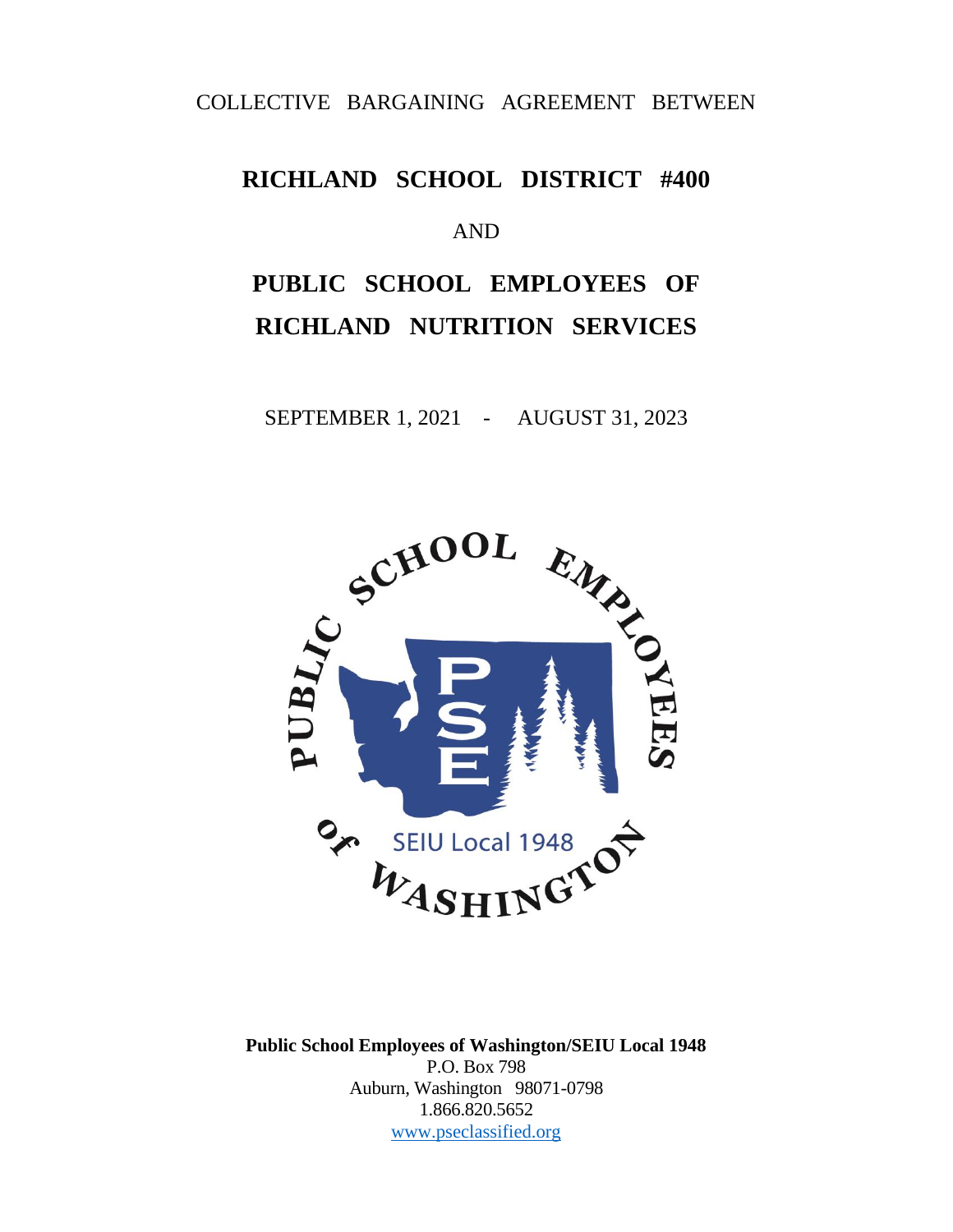COLLECTIVE BARGAINING AGREEMENT BETWEEN

# RICHLAND SCHOOL DISTRICT #400

AND

# PUBLIC SCHOOL EMPLOYEES OF RICHLAND NUTRITION SERVICES

SEPTEMBER 1, 2021 - AUGUST 31, 2023

**Public School Employees of Washington/SEIU Local 1948**
P.O. Box 798
Auburn, Washington 98071-0798
1.866.820.5652
www.pseclassified.org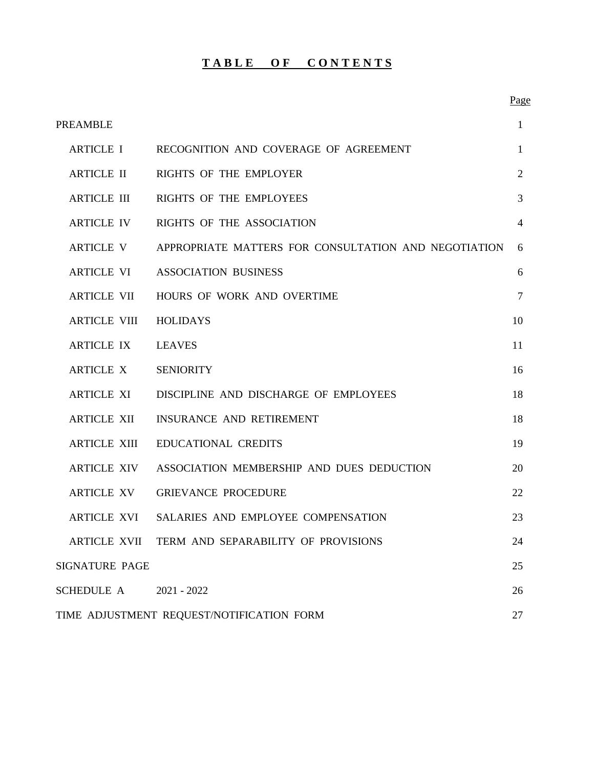# TABLE OF CONTENTS

| | | Page |
|---|---|---|
| PREAMBLE | | 1 |
| ARTICLE I | RECOGNITION AND COVERAGE OF AGREEMENT | 1 |
| ARTICLE II | RIGHTS OF THE EMPLOYER | 2 |
| ARTICLE III | RIGHTS OF THE EMPLOYEES | 3 |
| ARTICLE IV | RIGHTS OF THE ASSOCIATION | 4 |
| ARTICLE V | APPROPRIATE MATTERS FOR CONSULTATION AND NEGOTIATION | 6 |
| ARTICLE VI | ASSOCIATION BUSINESS | 6 |
| ARTICLE VII | HOURS OF WORK AND OVERTIME | 7 |
| ARTICLE VIII | HOLIDAYS | 10 |
| ARTICLE IX | LEAVES | 11 |
| ARTICLE X | SENIORITY | 16 |
| ARTICLE XI | DISCIPLINE AND DISCHARGE OF EMPLOYEES | 18 |
| ARTICLE XII | INSURANCE AND RETIREMENT | 18 |
| ARTICLE XIII | EDUCATIONAL CREDITS | 19 |
| ARTICLE XIV | ASSOCIATION MEMBERSHIP AND DUES DEDUCTION | 20 |
| ARTICLE XV | GRIEVANCE PROCEDURE | 22 |
| ARTICLE XVI | SALARIES AND EMPLOYEE COMPENSATION | 23 |
| ARTICLE XVII | TERM AND SEPARABILITY OF PROVISIONS | 24 |
| SIGNATURE PAGE | | 25 |
| SCHEDULE A | 2021 - 2022 | 26 |
| TIME ADJUSTMENT REQUEST/NOTIFICATION FORM | | 27 |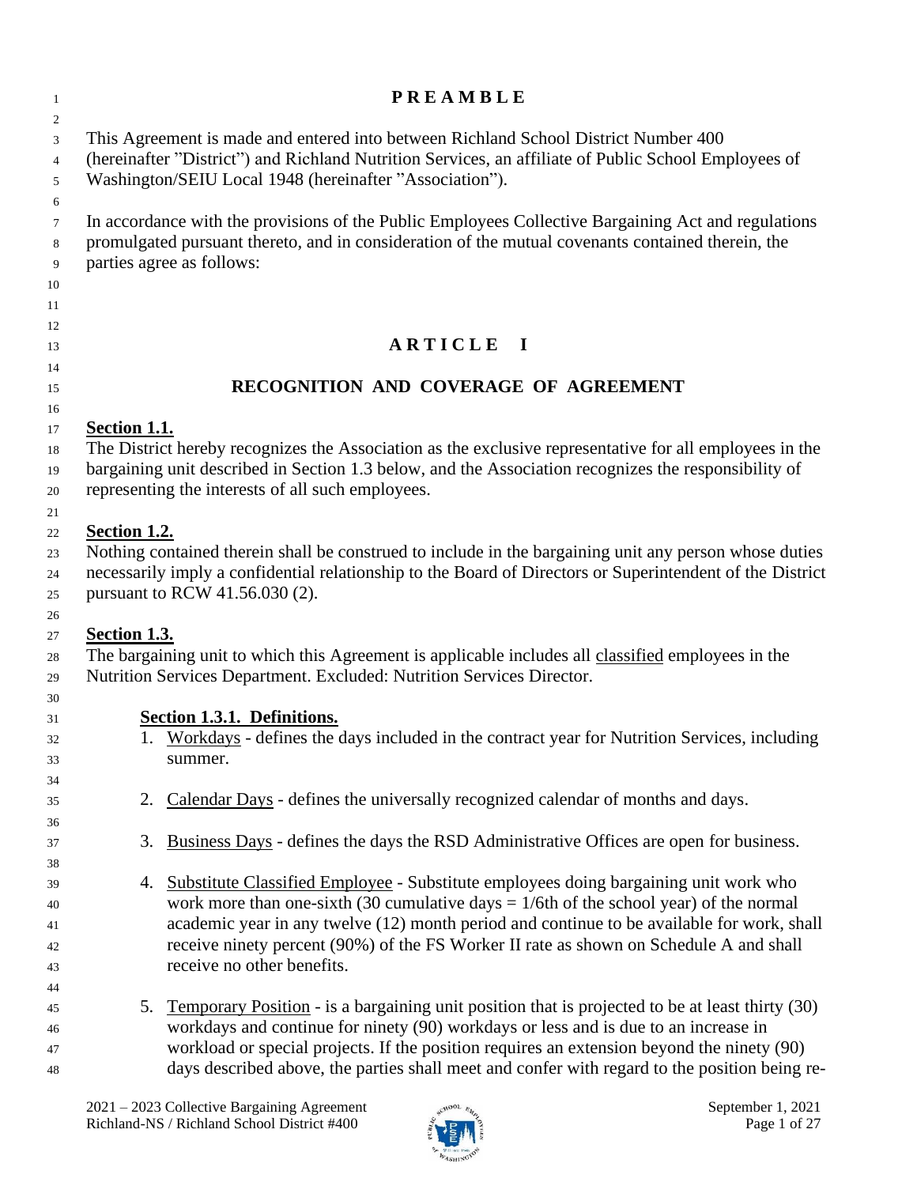# PREAMBLE

This Agreement is made and entered into between Richland School District Number 400 (hereinafter "District") and Richland Nutrition Services, an affiliate of Public School Employees of Washington/SEIU Local 1948 (hereinafter "Association").

In accordance with the provisions of the Public Employees Collective Bargaining Act and regulations promulgated pursuant thereto, and in consideration of the mutual covenants contained therein, the parties agree as follows:

# ARTICLE I

## RECOGNITION AND COVERAGE OF AGREEMENT

**Section 1.1.**
The District hereby recognizes the Association as the exclusive representative for all employees in the bargaining unit described in Section 1.3 below, and the Association recognizes the responsibility of representing the interests of all such employees.

**Section 1.2.**
Nothing contained therein shall be construed to include in the bargaining unit any person whose duties necessarily imply a confidential relationship to the Board of Directors or Superintendent of the District pursuant to RCW 41.56.030 (2).

**Section 1.3.**
The bargaining unit to which this Agreement is applicable includes all classified employees in the Nutrition Services Department. Excluded: Nutrition Services Director.

**Section 1.3.1. Definitions.**

1. Workdays - defines the days included in the contract year for Nutrition Services, including summer.

2. Calendar Days - defines the universally recognized calendar of months and days.

3. Business Days - defines the days the RSD Administrative Offices are open for business.

4. Substitute Classified Employee - Substitute employees doing bargaining unit work who work more than one-sixth (30 cumulative days = 1/6th of the school year) of the normal academic year in any twelve (12) month period and continue to be available for work, shall receive ninety percent (90%) of the FS Worker II rate as shown on Schedule A and shall receive no other benefits.

5. Temporary Position - is a bargaining unit position that is projected to be at least thirty (30) workdays and continue for ninety (90) workdays or less and is due to an increase in workload or special projects. If the position requires an extension beyond the ninety (90) days described above, the parties shall meet and confer with regard to the position being re-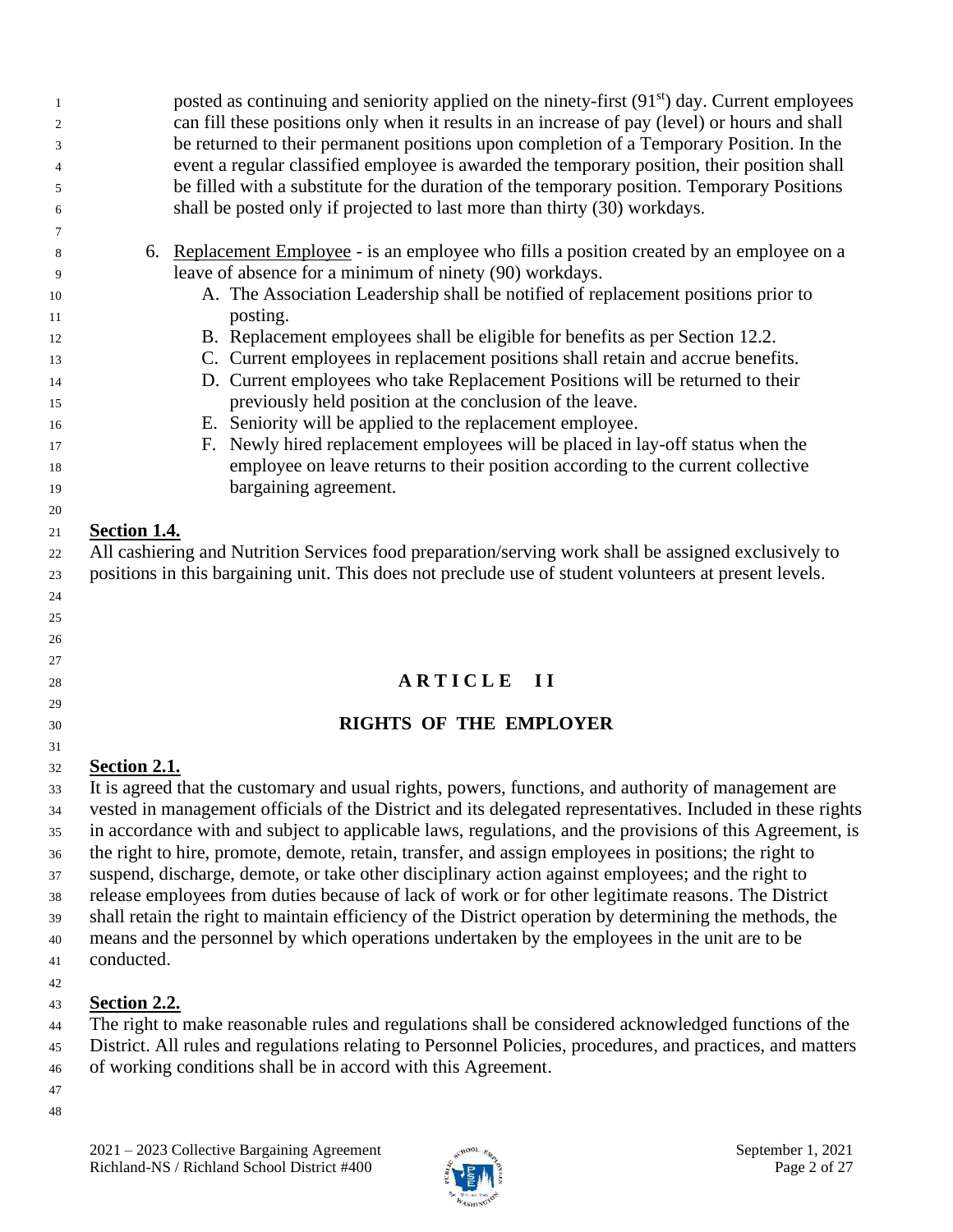posted as continuing and seniority applied on the ninety-first (91st) day. Current employees can fill these positions only when it results in an increase of pay (level) or hours and shall be returned to their permanent positions upon completion of a Temporary Position. In the event a regular classified employee is awarded the temporary position, their position shall be filled with a substitute for the duration of the temporary position. Temporary Positions shall be posted only if projected to last more than thirty (30) workdays.

6. Replacement Employee - is an employee who fills a position created by an employee on a leave of absence for a minimum of ninety (90) workdays.
   A. The Association Leadership shall be notified of replacement positions prior to posting.
   B. Replacement employees shall be eligible for benefits as per Section 12.2.
   C. Current employees in replacement positions shall retain and accrue benefits.
   D. Current employees who take Replacement Positions will be returned to their previously held position at the conclusion of the leave.
   E. Seniority will be applied to the replacement employee.
   F. Newly hired replacement employees will be placed in lay-off status when the employee on leave returns to their position according to the current collective bargaining agreement.

**Section 1.4.**

All cashiering and Nutrition Services food preparation/serving work shall be assigned exclusively to positions in this bargaining unit. This does not preclude use of student volunteers at present levels.

# ARTICLE II

## RIGHTS OF THE EMPLOYER

**Section 2.1.**

It is agreed that the customary and usual rights, powers, functions, and authority of management are vested in management officials of the District and its delegated representatives. Included in these rights in accordance with and subject to applicable laws, regulations, and the provisions of this Agreement, is the right to hire, promote, demote, retain, transfer, and assign employees in positions; the right to suspend, discharge, demote, or take other disciplinary action against employees; and the right to release employees from duties because of lack of work or for other legitimate reasons. The District shall retain the right to maintain efficiency of the District operation by determining the methods, the means and the personnel by which operations undertaken by the employees in the unit are to be conducted.

**Section 2.2.**

The right to make reasonable rules and regulations shall be considered acknowledged functions of the District. All rules and regulations relating to Personnel Policies, procedures, and practices, and matters of working conditions shall be in accord with this Agreement.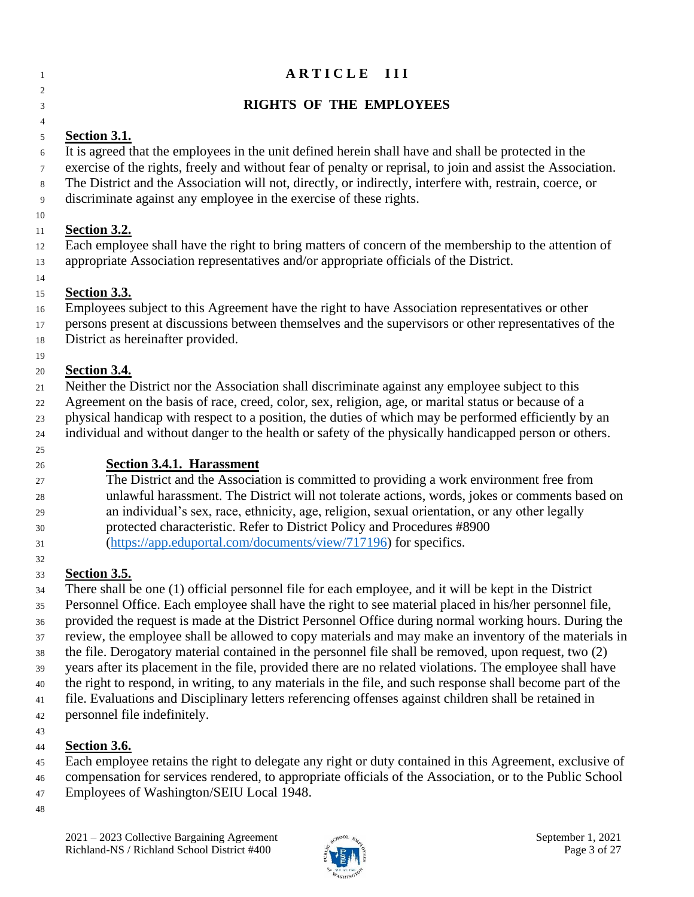# ARTICLE III

## RIGHTS OF THE EMPLOYEES

**Section 3.1.**
It is agreed that the employees in the unit defined herein shall have and shall be protected in the exercise of the rights, freely and without fear of penalty or reprisal, to join and assist the Association. The District and the Association will not, directly, or indirectly, interfere with, restrain, coerce, or discriminate against any employee in the exercise of these rights.

**Section 3.2.**
Each employee shall have the right to bring matters of concern of the membership to the attention of appropriate Association representatives and/or appropriate officials of the District.

**Section 3.3.**
Employees subject to this Agreement have the right to have Association representatives or other persons present at discussions between themselves and the supervisors or other representatives of the District as hereinafter provided.

**Section 3.4.**
Neither the District nor the Association shall discriminate against any employee subject to this Agreement on the basis of race, creed, color, sex, religion, age, or marital status or because of a physical handicap with respect to a position, the duties of which may be performed efficiently by an individual and without danger to the health or safety of the physically handicapped person or others.

**Section 3.4.1. Harassment**
The District and the Association is committed to providing a work environment free from unlawful harassment. The District will not tolerate actions, words, jokes or comments based on an individual's sex, race, ethnicity, age, religion, sexual orientation, or any other legally protected characteristic. Refer to District Policy and Procedures #8900 (https://app.eduportal.com/documents/view/717196) for specifics.

**Section 3.5.**
There shall be one (1) official personnel file for each employee, and it will be kept in the District Personnel Office. Each employee shall have the right to see material placed in his/her personnel file, provided the request is made at the District Personnel Office during normal working hours. During the review, the employee shall be allowed to copy materials and may make an inventory of the materials in the file. Derogatory material contained in the personnel file shall be removed, upon request, two (2) years after its placement in the file, provided there are no related violations. The employee shall have the right to respond, in writing, to any materials in the file, and such response shall become part of the file. Evaluations and Disciplinary letters referencing offenses against children shall be retained in personnel file indefinitely.

**Section 3.6.**
Each employee retains the right to delegate any right or duty contained in this Agreement, exclusive of compensation for services rendered, to appropriate officials of the Association, or to the Public School Employees of Washington/SEIU Local 1948.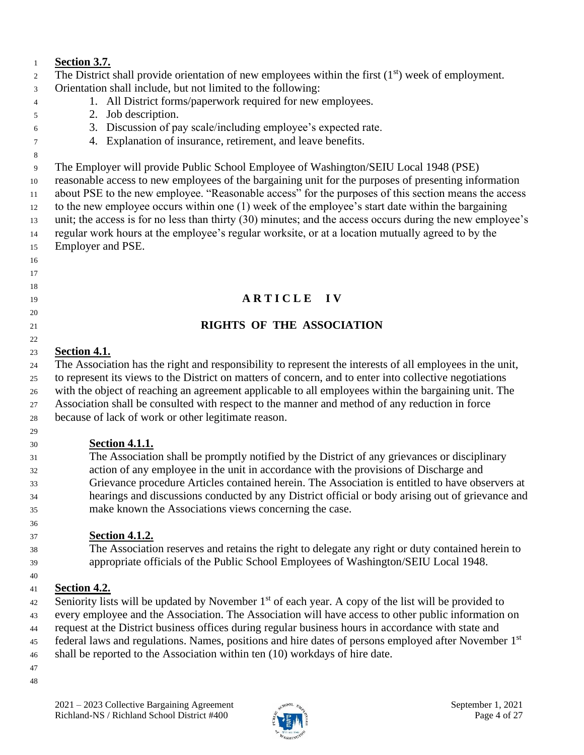**Section 3.7.**

The District shall provide orientation of new employees within the first (1st) week of employment. Orientation shall include, but not limited to the following:

1. All District forms/paperwork required for new employees.
2. Job description.
3. Discussion of pay scale/including employee's expected rate.
4. Explanation of insurance, retirement, and leave benefits.

The Employer will provide Public School Employee of Washington/SEIU Local 1948 (PSE) reasonable access to new employees of the bargaining unit for the purposes of presenting information about PSE to the new employee. "Reasonable access" for the purposes of this section means the access to the new employee occurs within one (1) week of the employee's start date within the bargaining unit; the access is for no less than thirty (30) minutes; and the access occurs during the new employee's regular work hours at the employee's regular worksite, or at a location mutually agreed to by the Employer and PSE.

# ARTICLE IV

## RIGHTS OF THE ASSOCIATION

**Section 4.1.**

The Association has the right and responsibility to represent the interests of all employees in the unit, to represent its views to the District on matters of concern, and to enter into collective negotiations with the object of reaching an agreement applicable to all employees within the bargaining unit. The Association shall be consulted with respect to the manner and method of any reduction in force because of lack of work or other legitimate reason.

**Section 4.1.1.**

The Association shall be promptly notified by the District of any grievances or disciplinary action of any employee in the unit in accordance with the provisions of Discharge and Grievance procedure Articles contained herein. The Association is entitled to have observers at hearings and discussions conducted by any District official or body arising out of grievance and make known the Associations views concerning the case.

**Section 4.1.2.**

The Association reserves and retains the right to delegate any right or duty contained herein to appropriate officials of the Public School Employees of Washington/SEIU Local 1948.

**Section 4.2.**

Seniority lists will be updated by November 1st of each year. A copy of the list will be provided to every employee and the Association. The Association will have access to other public information on request at the District business offices during regular business hours in accordance with state and federal laws and regulations. Names, positions and hire dates of persons employed after November 1st shall be reported to the Association within ten (10) workdays of hire date.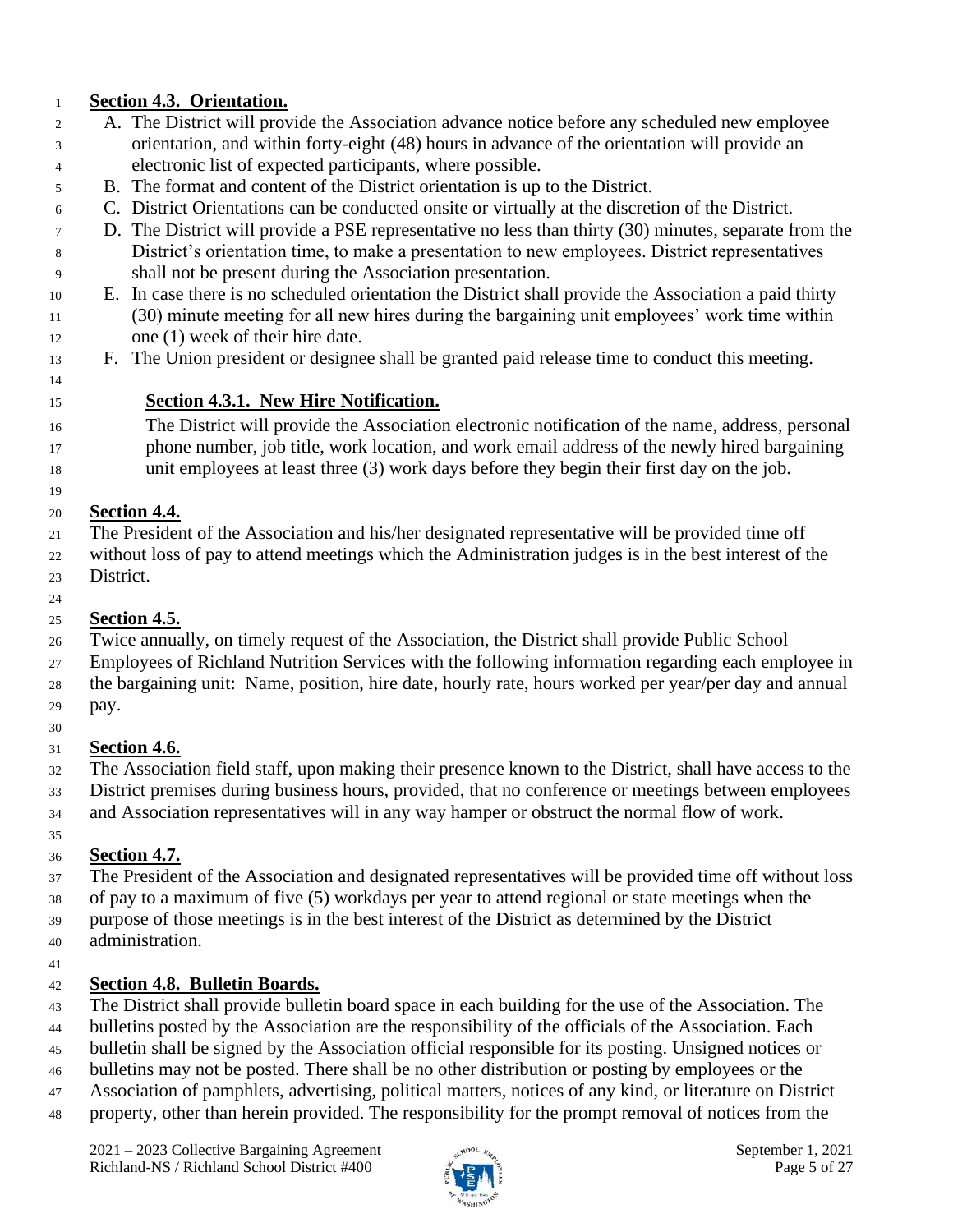**Section 4.3. Orientation.**

A. The District will provide the Association advance notice before any scheduled new employee orientation, and within forty-eight (48) hours in advance of the orientation will provide an electronic list of expected participants, where possible.

B. The format and content of the District orientation is up to the District.

C. District Orientations can be conducted onsite or virtually at the discretion of the District.

D. The District will provide a PSE representative no less than thirty (30) minutes, separate from the District's orientation time, to make a presentation to new employees. District representatives shall not be present during the Association presentation.

E. In case there is no scheduled orientation the District shall provide the Association a paid thirty (30) minute meeting for all new hires during the bargaining unit employees' work time within one (1) week of their hire date.

F. The Union president or designee shall be granted paid release time to conduct this meeting.

**Section 4.3.1. New Hire Notification.**

The District will provide the Association electronic notification of the name, address, personal phone number, job title, work location, and work email address of the newly hired bargaining unit employees at least three (3) work days before they begin their first day on the job.

**Section 4.4.**

The President of the Association and his/her designated representative will be provided time off without loss of pay to attend meetings which the Administration judges is in the best interest of the District.

**Section 4.5.**

Twice annually, on timely request of the Association, the District shall provide Public School Employees of Richland Nutrition Services with the following information regarding each employee in the bargaining unit: Name, position, hire date, hourly rate, hours worked per year/per day and annual pay.

**Section 4.6.**

The Association field staff, upon making their presence known to the District, shall have access to the District premises during business hours, provided, that no conference or meetings between employees and Association representatives will in any way hamper or obstruct the normal flow of work.

**Section 4.7.**

The President of the Association and designated representatives will be provided time off without loss of pay to a maximum of five (5) workdays per year to attend regional or state meetings when the purpose of those meetings is in the best interest of the District as determined by the District administration.

**Section 4.8. Bulletin Boards.**

The District shall provide bulletin board space in each building for the use of the Association. The bulletins posted by the Association are the responsibility of the officials of the Association. Each bulletin shall be signed by the Association official responsible for its posting. Unsigned notices or bulletins may not be posted. There shall be no other distribution or posting by employees or the Association of pamphlets, advertising, political matters, notices of any kind, or literature on District property, other than herein provided. The responsibility for the prompt removal of notices from the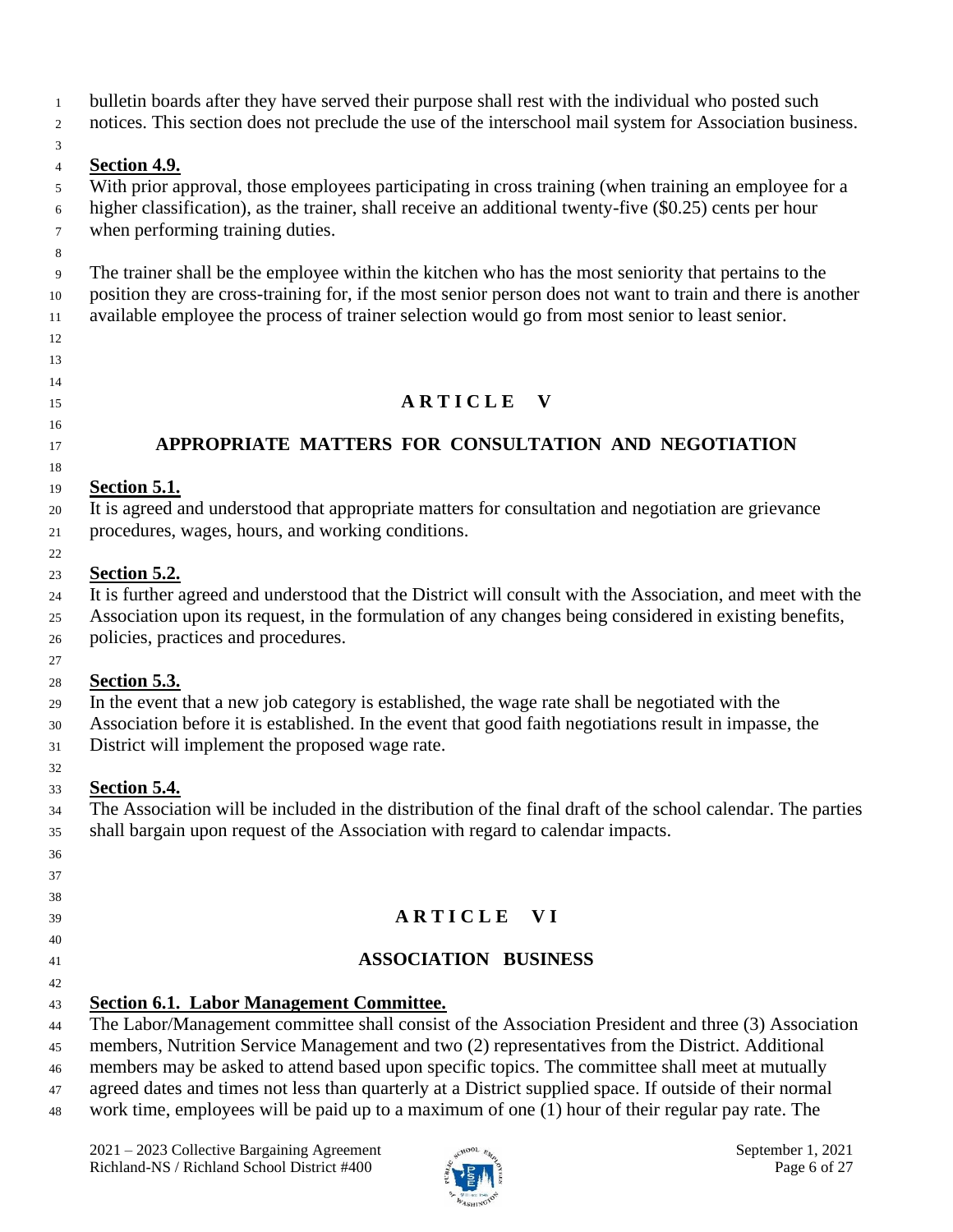bulletin boards after they have served their purpose shall rest with the individual who posted such notices. This section does not preclude the use of the interschool mail system for Association business.

**Section 4.9.**

With prior approval, those employees participating in cross training (when training an employee for a higher classification), as the trainer, shall receive an additional twenty-five ($0.25) cents per hour when performing training duties.

The trainer shall be the employee within the kitchen who has the most seniority that pertains to the position they are cross-training for, if the most senior person does not want to train and there is another available employee the process of trainer selection would go from most senior to least senior.

## ARTICLE V

## APPROPRIATE MATTERS FOR CONSULTATION AND NEGOTIATION

**Section 5.1.**

It is agreed and understood that appropriate matters for consultation and negotiation are grievance procedures, wages, hours, and working conditions.

**Section 5.2.**

It is further agreed and understood that the District will consult with the Association, and meet with the Association upon its request, in the formulation of any changes being considered in existing benefits, policies, practices and procedures.

**Section 5.3.**

In the event that a new job category is established, the wage rate shall be negotiated with the Association before it is established. In the event that good faith negotiations result in impasse, the District will implement the proposed wage rate.

**Section 5.4.**

The Association will be included in the distribution of the final draft of the school calendar. The parties shall bargain upon request of the Association with regard to calendar impacts.

## ARTICLE VI

## ASSOCIATION BUSINESS

**Section 6.1. Labor Management Committee.**

The Labor/Management committee shall consist of the Association President and three (3) Association members, Nutrition Service Management and two (2) representatives from the District. Additional members may be asked to attend based upon specific topics. The committee shall meet at mutually agreed dates and times not less than quarterly at a District supplied space. If outside of their normal work time, employees will be paid up to a maximum of one (1) hour of their regular pay rate. The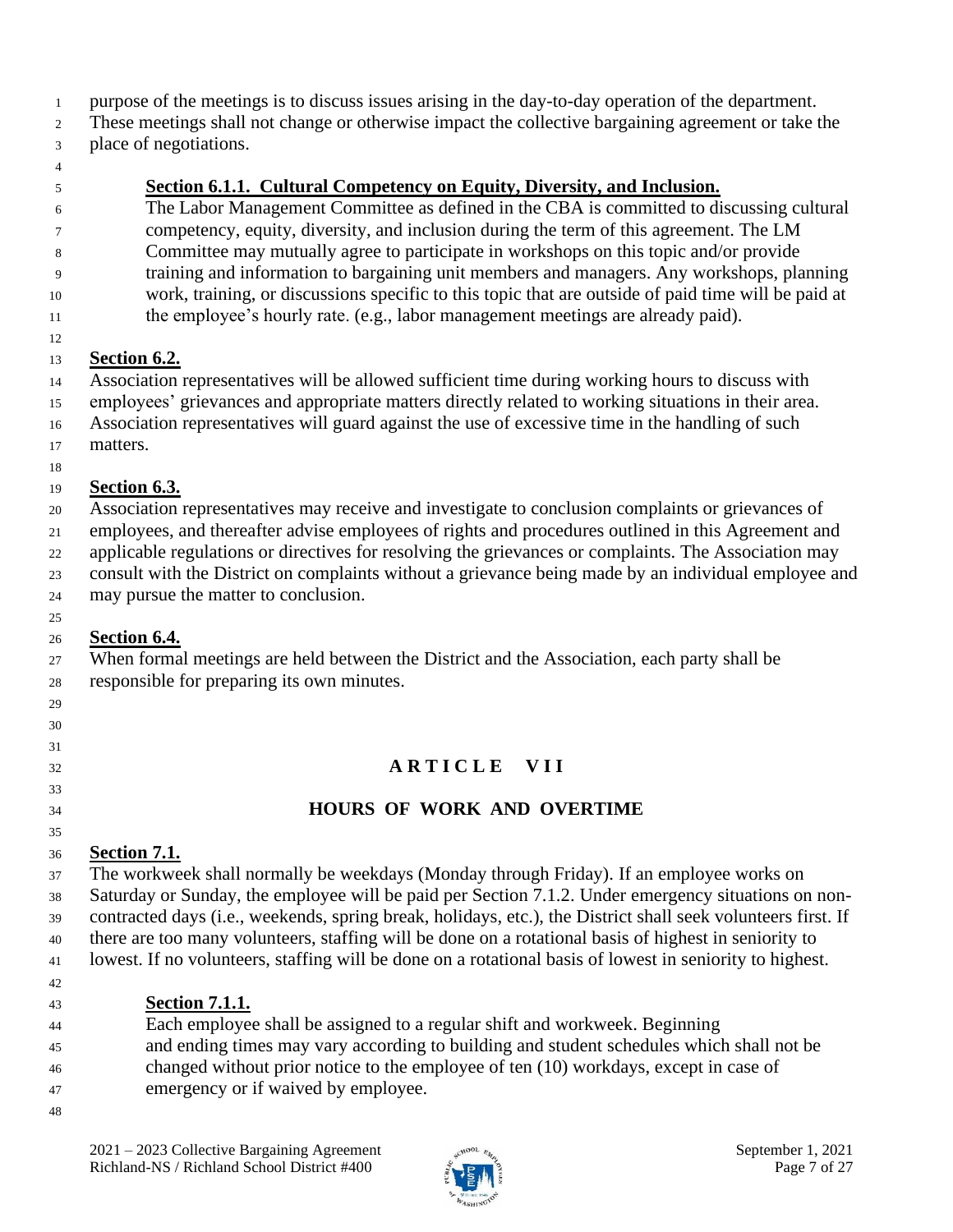purpose of the meetings is to discuss issues arising in the day-to-day operation of the department. These meetings shall not change or otherwise impact the collective bargaining agreement or take the place of negotiations.

**Section 6.1.1. Cultural Competency on Equity, Diversity, and Inclusion.**

The Labor Management Committee as defined in the CBA is committed to discussing cultural competency, equity, diversity, and inclusion during the term of this agreement. The LM Committee may mutually agree to participate in workshops on this topic and/or provide training and information to bargaining unit members and managers. Any workshops, planning work, training, or discussions specific to this topic that are outside of paid time will be paid at the employee's hourly rate. (e.g., labor management meetings are already paid).

**Section 6.2.**

Association representatives will be allowed sufficient time during working hours to discuss with employees' grievances and appropriate matters directly related to working situations in their area. Association representatives will guard against the use of excessive time in the handling of such matters.

**Section 6.3.**

Association representatives may receive and investigate to conclusion complaints or grievances of employees, and thereafter advise employees of rights and procedures outlined in this Agreement and applicable regulations or directives for resolving the grievances or complaints. The Association may consult with the District on complaints without a grievance being made by an individual employee and may pursue the matter to conclusion.

**Section 6.4.**

When formal meetings are held between the District and the Association, each party shall be responsible for preparing its own minutes.

# ARTICLE VII

## HOURS OF WORK AND OVERTIME

**Section 7.1.**

The workweek shall normally be weekdays (Monday through Friday). If an employee works on Saturday or Sunday, the employee will be paid per Section 7.1.2. Under emergency situations on non-contracted days (i.e., weekends, spring break, holidays, etc.), the District shall seek volunteers first. If there are too many volunteers, staffing will be done on a rotational basis of highest in seniority to lowest. If no volunteers, staffing will be done on a rotational basis of lowest in seniority to highest.

**Section 7.1.1.**

Each employee shall be assigned to a regular shift and workweek. Beginning and ending times may vary according to building and student schedules which shall not be changed without prior notice to the employee of ten (10) workdays, except in case of emergency or if waived by employee.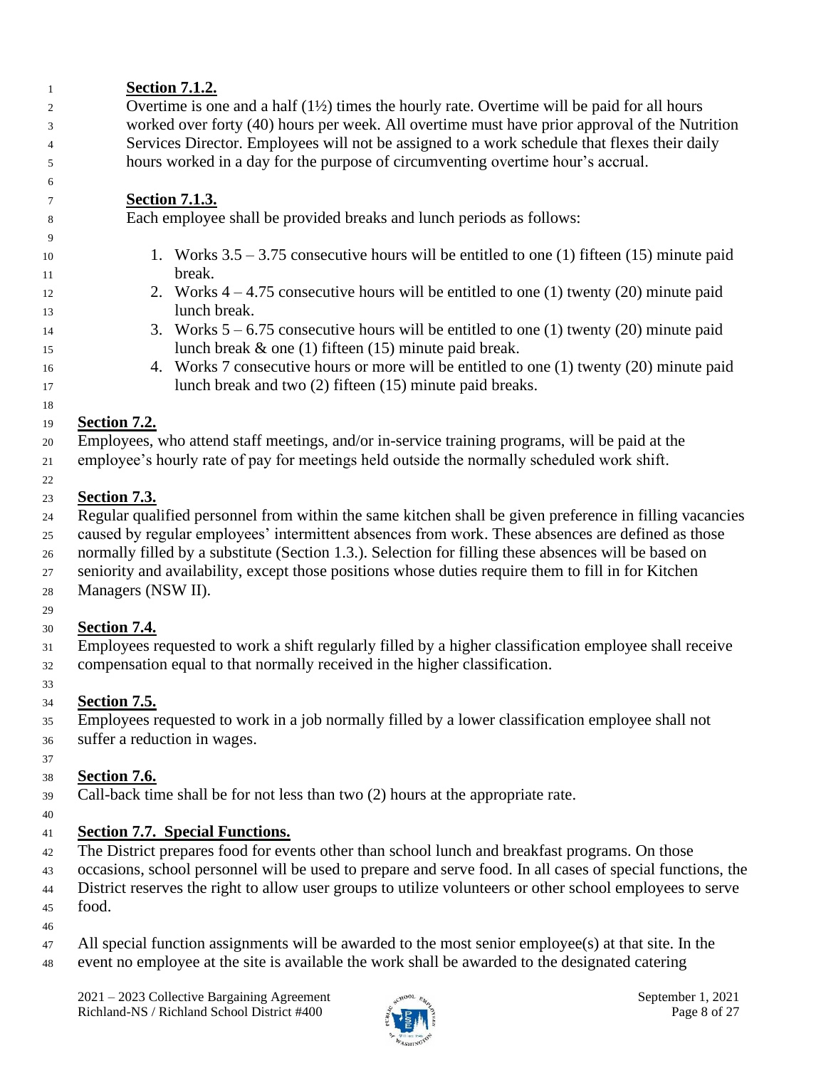**Section 7.1.2.**

Overtime is one and a half (1½) times the hourly rate. Overtime will be paid for all hours worked over forty (40) hours per week. All overtime must have prior approval of the Nutrition Services Director. Employees will not be assigned to a work schedule that flexes their daily hours worked in a day for the purpose of circumventing overtime hour's accrual.

**Section 7.1.3.**

Each employee shall be provided breaks and lunch periods as follows:

1. Works 3.5 – 3.75 consecutive hours will be entitled to one (1) fifteen (15) minute paid break.
2. Works 4 – 4.75 consecutive hours will be entitled to one (1) twenty (20) minute paid lunch break.
3. Works 5 – 6.75 consecutive hours will be entitled to one (1) twenty (20) minute paid lunch break & one (1) fifteen (15) minute paid break.
4. Works 7 consecutive hours or more will be entitled to one (1) twenty (20) minute paid lunch break and two (2) fifteen (15) minute paid breaks.

**Section 7.2.**

Employees, who attend staff meetings, and/or in-service training programs, will be paid at the employee's hourly rate of pay for meetings held outside the normally scheduled work shift.

**Section 7.3.**

Regular qualified personnel from within the same kitchen shall be given preference in filling vacancies caused by regular employees' intermittent absences from work. These absences are defined as those normally filled by a substitute (Section 1.3.). Selection for filling these absences will be based on seniority and availability, except those positions whose duties require them to fill in for Kitchen Managers (NSW II).

**Section 7.4.**

Employees requested to work a shift regularly filled by a higher classification employee shall receive compensation equal to that normally received in the higher classification.

**Section 7.5.**

Employees requested to work in a job normally filled by a lower classification employee shall not suffer a reduction in wages.

**Section 7.6.**

Call-back time shall be for not less than two (2) hours at the appropriate rate.

**Section 7.7. Special Functions.**

The District prepares food for events other than school lunch and breakfast programs. On those occasions, school personnel will be used to prepare and serve food. In all cases of special functions, the District reserves the right to allow user groups to utilize volunteers or other school employees to serve food.

All special function assignments will be awarded to the most senior employee(s) at that site. In the event no employee at the site is available the work shall be awarded to the designated catering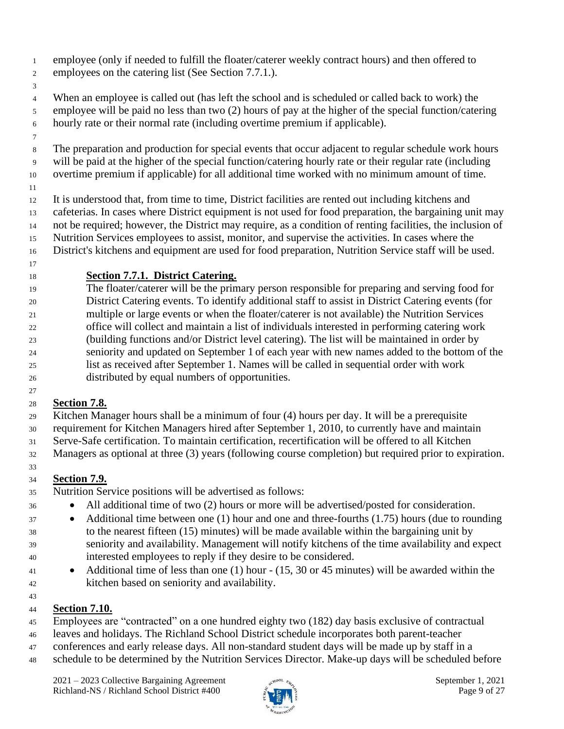employee (only if needed to fulfill the floater/caterer weekly contract hours) and then offered to employees on the catering list (See Section 7.7.1.).

When an employee is called out (has left the school and is scheduled or called back to work) the employee will be paid no less than two (2) hours of pay at the higher of the special function/catering hourly rate or their normal rate (including overtime premium if applicable).

The preparation and production for special events that occur adjacent to regular schedule work hours will be paid at the higher of the special function/catering hourly rate or their regular rate (including overtime premium if applicable) for all additional time worked with no minimum amount of time.

It is understood that, from time to time, District facilities are rented out including kitchens and cafeterias. In cases where District equipment is not used for food preparation, the bargaining unit may not be required; however, the District may require, as a condition of renting facilities, the inclusion of Nutrition Services employees to assist, monitor, and supervise the activities. In cases where the District's kitchens and equipment are used for food preparation, Nutrition Service staff will be used.

> **Section 7.7.1. District Catering.**
> The floater/caterer will be the primary person responsible for preparing and serving food for District Catering events. To identify additional staff to assist in District Catering events (for multiple or large events or when the floater/caterer is not available) the Nutrition Services office will collect and maintain a list of individuals interested in performing catering work (building functions and/or District level catering). The list will be maintained in order by seniority and updated on September 1 of each year with new names added to the bottom of the list as received after September 1. Names will be called in sequential order with work distributed by equal numbers of opportunities.

**Section 7.8.**
Kitchen Manager hours shall be a minimum of four (4) hours per day. It will be a prerequisite requirement for Kitchen Managers hired after September 1, 2010, to currently have and maintain Serve-Safe certification. To maintain certification, recertification will be offered to all Kitchen Managers as optional at three (3) years (following course completion) but required prior to expiration.

**Section 7.9.**
Nutrition Service positions will be advertised as follows:

- All additional time of two (2) hours or more will be advertised/posted for consideration.
- Additional time between one (1) hour and one and three-fourths (1.75) hours (due to rounding to the nearest fifteen (15) minutes) will be made available within the bargaining unit by seniority and availability. Management will notify kitchens of the time availability and expect interested employees to reply if they desire to be considered.
- Additional time of less than one (1) hour - (15, 30 or 45 minutes) will be awarded within the kitchen based on seniority and availability.

**Section 7.10.**
Employees are "contracted" on a one hundred eighty two (182) day basis exclusive of contractual leaves and holidays. The Richland School District schedule incorporates both parent-teacher conferences and early release days. All non-standard student days will be made up by staff in a schedule to be determined by the Nutrition Services Director. Make-up days will be scheduled before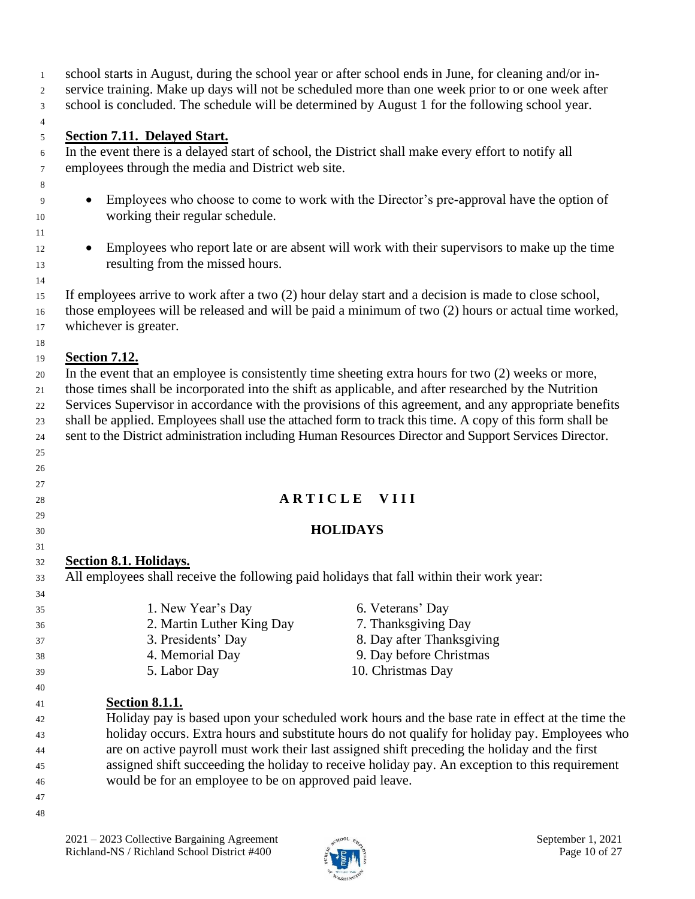school starts in August, during the school year or after school ends in June, for cleaning and/or in-service training. Make up days will not be scheduled more than one week prior to or one week after school is concluded. The schedule will be determined by August 1 for the following school year.

**Section 7.11. Delayed Start.**
In the event there is a delayed start of school, the District shall make every effort to notify all employees through the media and District web site.

- Employees who choose to come to work with the Director's pre-approval have the option of working their regular schedule.

- Employees who report late or are absent will work with their supervisors to make up the time resulting from the missed hours.

If employees arrive to work after a two (2) hour delay start and a decision is made to close school, those employees will be released and will be paid a minimum of two (2) hours or actual time worked, whichever is greater.

**Section 7.12.**
In the event that an employee is consistently time sheeting extra hours for two (2) weeks or more, those times shall be incorporated into the shift as applicable, and after researched by the Nutrition Services Supervisor in accordance with the provisions of this agreement, and any appropriate benefits shall be applied. Employees shall use the attached form to track this time. A copy of this form shall be sent to the District administration including Human Resources Director and Support Services Director.

# ARTICLE VIII

## HOLIDAYS

**Section 8.1. Holidays.**
All employees shall receive the following paid holidays that fall within their work year:

1. New Year's Day
2. Martin Luther King Day
3. Presidents' Day
4. Memorial Day
5. Labor Day
6. Veterans' Day
7. Thanksgiving Day
8. Day after Thanksgiving
9. Day before Christmas
10. Christmas Day

**Section 8.1.1.**
Holiday pay is based upon your scheduled work hours and the base rate in effect at the time the holiday occurs. Extra hours and substitute hours do not qualify for holiday pay. Employees who are on active payroll must work their last assigned shift preceding the holiday and the first assigned shift succeeding the holiday to receive holiday pay. An exception to this requirement would be for an employee to be on approved paid leave.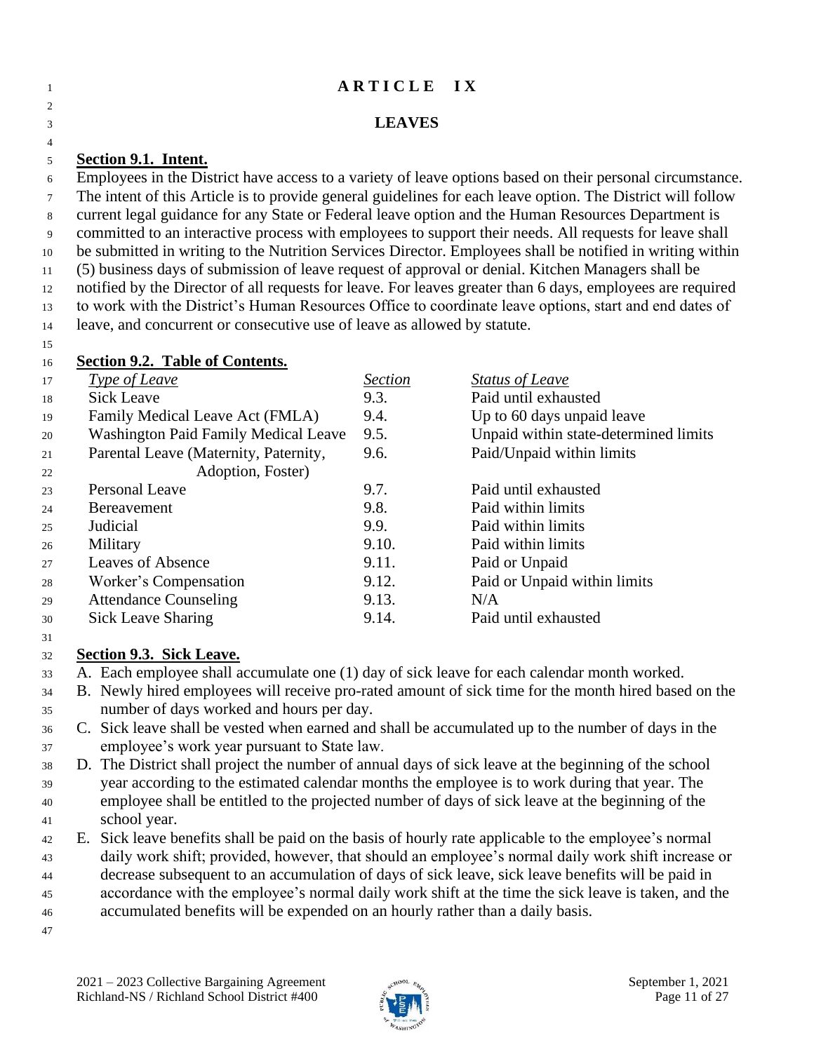# ARTICLE IX

## LEAVES

**Section 9.1. Intent.**

Employees in the District have access to a variety of leave options based on their personal circumstance. The intent of this Article is to provide general guidelines for each leave option. The District will follow current legal guidance for any State or Federal leave option and the Human Resources Department is committed to an interactive process with employees to support their needs. All requests for leave shall be submitted in writing to the Nutrition Services Director. Employees shall be notified in writing within (5) business days of submission of leave request of approval or denial. Kitchen Managers shall be notified by the Director of all requests for leave. For leaves greater than 6 days, employees are required to work with the District's Human Resources Office to coordinate leave options, start and end dates of leave, and concurrent or consecutive use of leave as allowed by statute.

**Section 9.2. Table of Contents.**

| *Type of Leave* | *Section* | *Status of Leave* |
|---|---|---|
| Sick Leave | 9.3. | Paid until exhausted |
| Family Medical Leave Act (FMLA) | 9.4. | Up to 60 days unpaid leave |
| Washington Paid Family Medical Leave | 9.5. | Unpaid within state-determined limits |
| Parental Leave (Maternity, Paternity, Adoption, Foster) | 9.6. | Paid/Unpaid within limits |
| Personal Leave | 9.7. | Paid until exhausted |
| Bereavement | 9.8. | Paid within limits |
| Judicial | 9.9. | Paid within limits |
| Military | 9.10. | Paid within limits |
| Leaves of Absence | 9.11. | Paid or Unpaid |
| Worker's Compensation | 9.12. | Paid or Unpaid within limits |
| Attendance Counseling | 9.13. | N/A |
| Sick Leave Sharing | 9.14. | Paid until exhausted |

**Section 9.3. Sick Leave.**

A. Each employee shall accumulate one (1) day of sick leave for each calendar month worked.
B. Newly hired employees will receive pro-rated amount of sick time for the month hired based on the number of days worked and hours per day.
C. Sick leave shall be vested when earned and shall be accumulated up to the number of days in the employee's work year pursuant to State law.
D. The District shall project the number of annual days of sick leave at the beginning of the school year according to the estimated calendar months the employee is to work during that year. The employee shall be entitled to the projected number of days of sick leave at the beginning of the school year.
E. Sick leave benefits shall be paid on the basis of hourly rate applicable to the employee's normal daily work shift; provided, however, that should an employee's normal daily work shift increase or decrease subsequent to an accumulation of days of sick leave, sick leave benefits will be paid in accordance with the employee's normal daily work shift at the time the sick leave is taken, and the accumulated benefits will be expended on an hourly rather than a daily basis.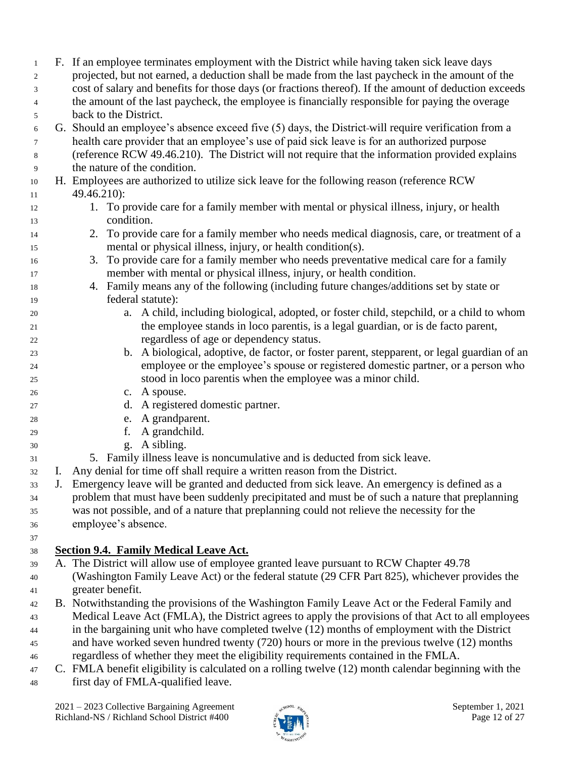F. If an employee terminates employment with the District while having taken sick leave days projected, but not earned, a deduction shall be made from the last paycheck in the amount of the cost of salary and benefits for those days (or fractions thereof). If the amount of deduction exceeds the amount of the last paycheck, the employee is financially responsible for paying the overage back to the District.

G. Should an employee's absence exceed five (5) days, the District will require verification from a health care provider that an employee's use of paid sick leave is for an authorized purpose (reference RCW 49.46.210). The District will not require that the information provided explains the nature of the condition.

H. Employees are authorized to utilize sick leave for the following reason (reference RCW 49.46.210):
   1. To provide care for a family member with mental or physical illness, injury, or health condition.
   2. To provide care for a family member who needs medical diagnosis, care, or treatment of a mental or physical illness, injury, or health condition(s).
   3. To provide care for a family member who needs preventative medical care for a family member with mental or physical illness, injury, or health condition.
   4. Family means any of the following (including future changes/additions set by state or federal statute):
      a. A child, including biological, adopted, or foster child, stepchild, or a child to whom the employee stands in loco parentis, is a legal guardian, or is de facto parent, regardless of age or dependency status.
      b. A biological, adoptive, de factor, or foster parent, stepparent, or legal guardian of an employee or the employee's spouse or registered domestic partner, or a person who stood in loco parentis when the employee was a minor child.
      c. A spouse.
      d. A registered domestic partner.
      e. A grandparent.
      f. A grandchild.
      g. A sibling.
   5. Family illness leave is noncumulative and is deducted from sick leave.

I. Any denial for time off shall require a written reason from the District.

J. Emergency leave will be granted and deducted from sick leave. An emergency is defined as a problem that must have been suddenly precipitated and must be of such a nature that preplanning was not possible, and of a nature that preplanning could not relieve the necessity for the employee's absence.

## Section 9.4. Family Medical Leave Act.

A. The District will allow use of employee granted leave pursuant to RCW Chapter 49.78 (Washington Family Leave Act) or the federal statute (29 CFR Part 825), whichever provides the greater benefit.

B. Notwithstanding the provisions of the Washington Family Leave Act or the Federal Family and Medical Leave Act (FMLA), the District agrees to apply the provisions of that Act to all employees in the bargaining unit who have completed twelve (12) months of employment with the District and have worked seven hundred twenty (720) hours or more in the previous twelve (12) months regardless of whether they meet the eligibility requirements contained in the FMLA.

C. FMLA benefit eligibility is calculated on a rolling twelve (12) month calendar beginning with the first day of FMLA-qualified leave.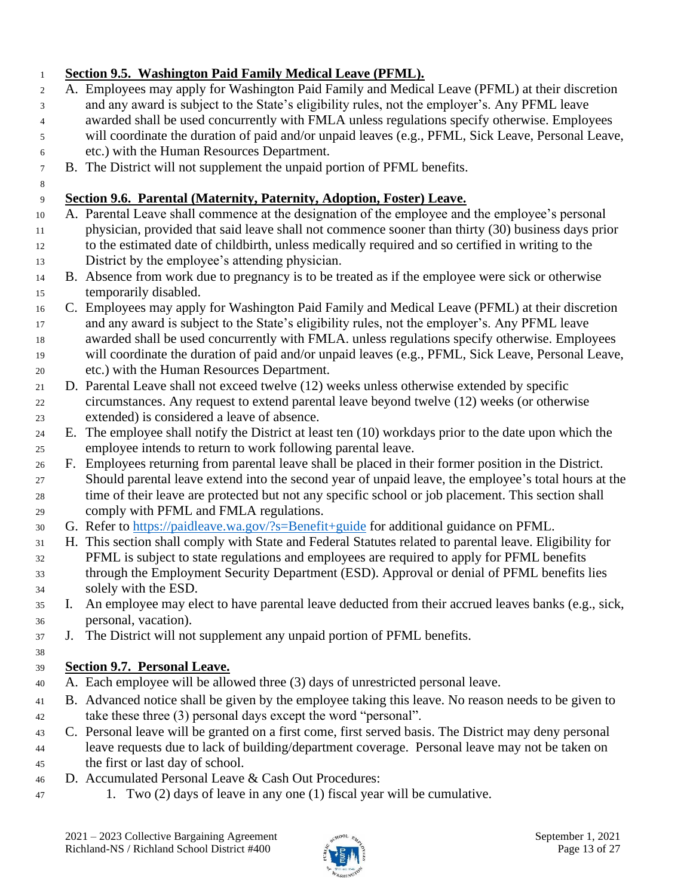**Section 9.5. Washington Paid Family Medical Leave (PFML).**

A. Employees may apply for Washington Paid Family and Medical Leave (PFML) at their discretion and any award is subject to the State's eligibility rules, not the employer's. Any PFML leave awarded shall be used concurrently with FMLA unless regulations specify otherwise. Employees will coordinate the duration of paid and/or unpaid leaves (e.g., PFML, Sick Leave, Personal Leave, etc.) with the Human Resources Department.

B. The District will not supplement the unpaid portion of PFML benefits.

**Section 9.6. Parental (Maternity, Paternity, Adoption, Foster) Leave.**

A. Parental Leave shall commence at the designation of the employee and the employee's personal physician, provided that said leave shall not commence sooner than thirty (30) business days prior to the estimated date of childbirth, unless medically required and so certified in writing to the District by the employee's attending physician.

B. Absence from work due to pregnancy is to be treated as if the employee were sick or otherwise temporarily disabled.

C. Employees may apply for Washington Paid Family and Medical Leave (PFML) at their discretion and any award is subject to the State's eligibility rules, not the employer's. Any PFML leave awarded shall be used concurrently with FMLA. unless regulations specify otherwise. Employees will coordinate the duration of paid and/or unpaid leaves (e.g., PFML, Sick Leave, Personal Leave, etc.) with the Human Resources Department.

D. Parental Leave shall not exceed twelve (12) weeks unless otherwise extended by specific circumstances. Any request to extend parental leave beyond twelve (12) weeks (or otherwise extended) is considered a leave of absence.

E. The employee shall notify the District at least ten (10) workdays prior to the date upon which the employee intends to return to work following parental leave.

F. Employees returning from parental leave shall be placed in their former position in the District. Should parental leave extend into the second year of unpaid leave, the employee's total hours at the time of their leave are protected but not any specific school or job placement. This section shall comply with PFML and FMLA regulations.

G. Refer to https://paidleave.wa.gov/?s=Benefit+guide for additional guidance on PFML.

H. This section shall comply with State and Federal Statutes related to parental leave. Eligibility for PFML is subject to state regulations and employees are required to apply for PFML benefits through the Employment Security Department (ESD). Approval or denial of PFML benefits lies solely with the ESD.

I. An employee may elect to have parental leave deducted from their accrued leaves banks (e.g., sick, personal, vacation).

J. The District will not supplement any unpaid portion of PFML benefits.

**Section 9.7. Personal Leave.**

A. Each employee will be allowed three (3) days of unrestricted personal leave.

B. Advanced notice shall be given by the employee taking this leave. No reason needs to be given to take these three (3) personal days except the word "personal".

C. Personal leave will be granted on a first come, first served basis. The District may deny personal leave requests due to lack of building/department coverage. Personal leave may not be taken on the first or last day of school.

D. Accumulated Personal Leave & Cash Out Procedures:

   1. Two (2) days of leave in any one (1) fiscal year will be cumulative.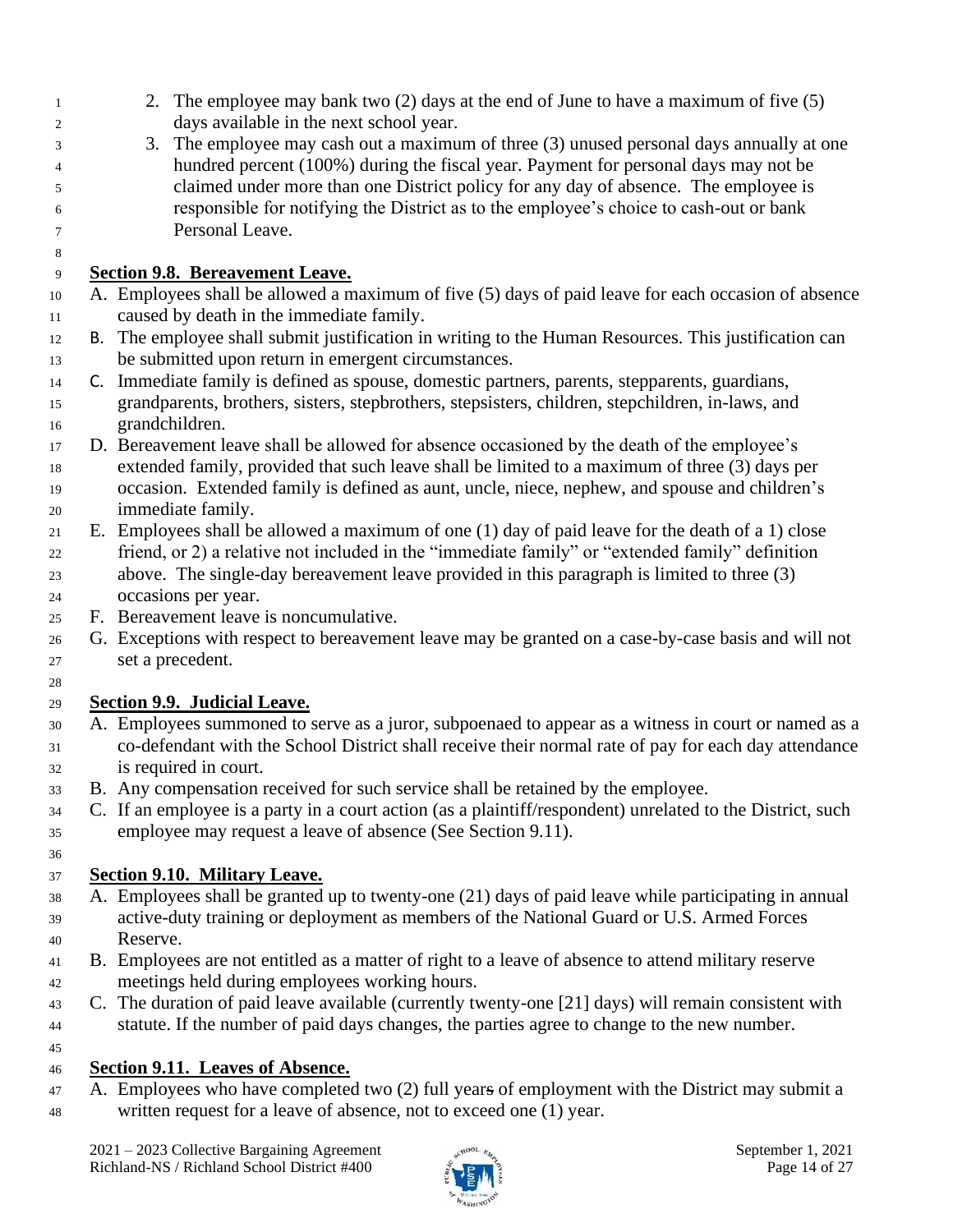2. The employee may bank two (2) days at the end of June to have a maximum of five (5) days available in the next school year.
3. The employee may cash out a maximum of three (3) unused personal days annually at one hundred percent (100%) during the fiscal year. Payment for personal days may not be claimed under more than one District policy for any day of absence. The employee is responsible for notifying the District as to the employee's choice to cash-out or bank Personal Leave.

**Section 9.8. Bereavement Leave.**

A. Employees shall be allowed a maximum of five (5) days of paid leave for each occasion of absence caused by death in the immediate family.

B. The employee shall submit justification in writing to the Human Resources. This justification can be submitted upon return in emergent circumstances.

C. Immediate family is defined as spouse, domestic partners, parents, stepparents, guardians, grandparents, brothers, sisters, stepbrothers, stepsisters, children, stepchildren, in-laws, and grandchildren.

D. Bereavement leave shall be allowed for absence occasioned by the death of the employee's extended family, provided that such leave shall be limited to a maximum of three (3) days per occasion. Extended family is defined as aunt, uncle, niece, nephew, and spouse and children's immediate family.

E. Employees shall be allowed a maximum of one (1) day of paid leave for the death of a 1) close friend, or 2) a relative not included in the "immediate family" or "extended family" definition above. The single-day bereavement leave provided in this paragraph is limited to three (3) occasions per year.

F. Bereavement leave is noncumulative.

G. Exceptions with respect to bereavement leave may be granted on a case-by-case basis and will not set a precedent.

**Section 9.9. Judicial Leave.**

A. Employees summoned to serve as a juror, subpoenaed to appear as a witness in court or named as a co-defendant with the School District shall receive their normal rate of pay for each day attendance is required in court.

B. Any compensation received for such service shall be retained by the employee.

C. If an employee is a party in a court action (as a plaintiff/respondent) unrelated to the District, such employee may request a leave of absence (See Section 9.11).

**Section 9.10. Military Leave.**

A. Employees shall be granted up to twenty-one (21) days of paid leave while participating in annual active-duty training or deployment as members of the National Guard or U.S. Armed Forces Reserve.

B. Employees are not entitled as a matter of right to a leave of absence to attend military reserve meetings held during employees working hours.

C. The duration of paid leave available (currently twenty-one [21] days) will remain consistent with statute. If the number of paid days changes, the parties agree to change to the new number.

**Section 9.11. Leaves of Absence.**

A. Employees who have completed two (2) full year~~s~~ of employment with the District may submit a written request for a leave of absence, not to exceed one (1) year.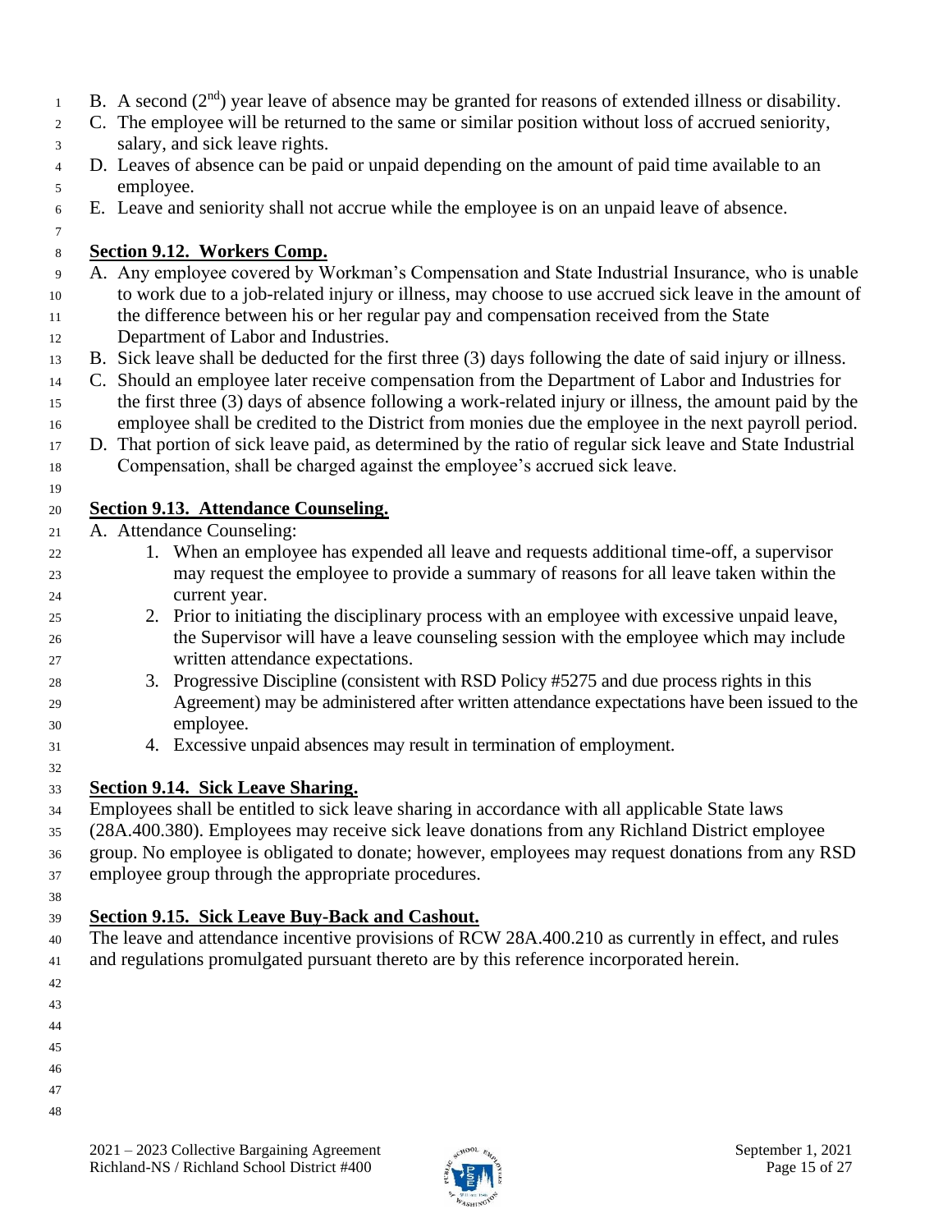B. A second (2nd) year leave of absence may be granted for reasons of extended illness or disability.
C. The employee will be returned to the same or similar position without loss of accrued seniority, salary, and sick leave rights.
D. Leaves of absence can be paid or unpaid depending on the amount of paid time available to an employee.
E. Leave and seniority shall not accrue while the employee is on an unpaid leave of absence.

**Section 9.12. Workers Comp.**

A. Any employee covered by Workman's Compensation and State Industrial Insurance, who is unable to work due to a job-related injury or illness, may choose to use accrued sick leave in the amount of the difference between his or her regular pay and compensation received from the State Department of Labor and Industries.
B. Sick leave shall be deducted for the first three (3) days following the date of said injury or illness.
C. Should an employee later receive compensation from the Department of Labor and Industries for the first three (3) days of absence following a work-related injury or illness, the amount paid by the employee shall be credited to the District from monies due the employee in the next payroll period.
D. That portion of sick leave paid, as determined by the ratio of regular sick leave and State Industrial Compensation, shall be charged against the employee's accrued sick leave.

**Section 9.13. Attendance Counseling.**

A. Attendance Counseling:
   1. When an employee has expended all leave and requests additional time-off, a supervisor may request the employee to provide a summary of reasons for all leave taken within the current year.
   2. Prior to initiating the disciplinary process with an employee with excessive unpaid leave, the Supervisor will have a leave counseling session with the employee which may include written attendance expectations.
   3. Progressive Discipline (consistent with RSD Policy #5275 and due process rights in this Agreement) may be administered after written attendance expectations have been issued to the employee.
   4. Excessive unpaid absences may result in termination of employment.

**Section 9.14. Sick Leave Sharing.**

Employees shall be entitled to sick leave sharing in accordance with all applicable State laws (28A.400.380). Employees may receive sick leave donations from any Richland District employee group. No employee is obligated to donate; however, employees may request donations from any RSD employee group through the appropriate procedures.

**Section 9.15. Sick Leave Buy-Back and Cashout.**

The leave and attendance incentive provisions of RCW 28A.400.210 as currently in effect, and rules and regulations promulgated pursuant thereto are by this reference incorporated herein.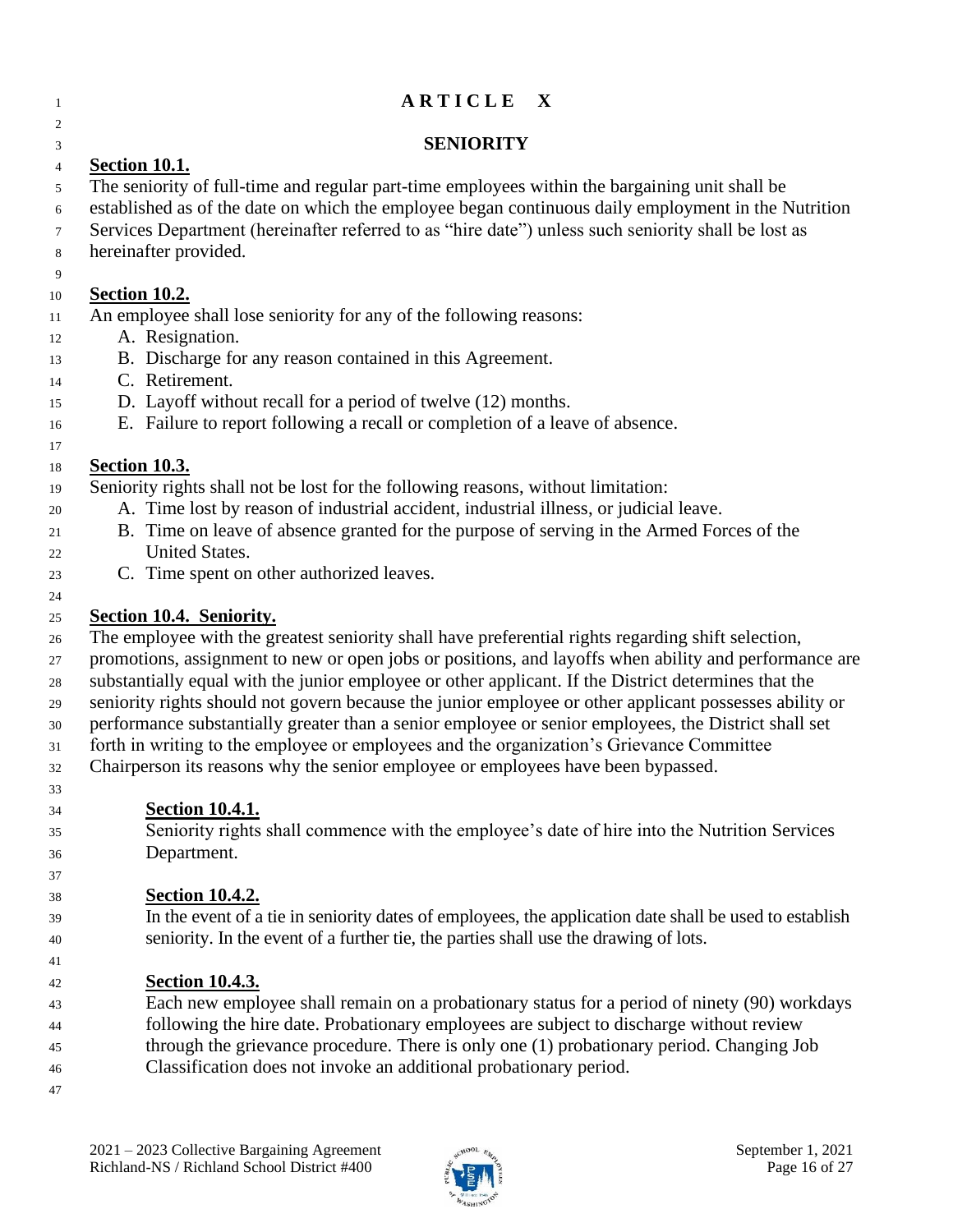# ARTICLE X

## SENIORITY

**Section 10.1.**

The seniority of full-time and regular part-time employees within the bargaining unit shall be established as of the date on which the employee began continuous daily employment in the Nutrition Services Department (hereinafter referred to as "hire date") unless such seniority shall be lost as hereinafter provided.

**Section 10.2.**

An employee shall lose seniority for any of the following reasons:

A. Resignation.
B. Discharge for any reason contained in this Agreement.
C. Retirement.
D. Layoff without recall for a period of twelve (12) months.
E. Failure to report following a recall or completion of a leave of absence.

**Section 10.3.**

Seniority rights shall not be lost for the following reasons, without limitation:

A. Time lost by reason of industrial accident, industrial illness, or judicial leave.
B. Time on leave of absence granted for the purpose of serving in the Armed Forces of the United States.
C. Time spent on other authorized leaves.

**Section 10.4. Seniority.**

The employee with the greatest seniority shall have preferential rights regarding shift selection, promotions, assignment to new or open jobs or positions, and layoffs when ability and performance are substantially equal with the junior employee or other applicant. If the District determines that the seniority rights should not govern because the junior employee or other applicant possesses ability or performance substantially greater than a senior employee or senior employees, the District shall set forth in writing to the employee or employees and the organization's Grievance Committee Chairperson its reasons why the senior employee or employees have been bypassed.

**Section 10.4.1.**

Seniority rights shall commence with the employee's date of hire into the Nutrition Services Department.

**Section 10.4.2.**

In the event of a tie in seniority dates of employees, the application date shall be used to establish seniority. In the event of a further tie, the parties shall use the drawing of lots.

**Section 10.4.3.**

Each new employee shall remain on a probationary status for a period of ninety (90) workdays following the hire date. Probationary employees are subject to discharge without review through the grievance procedure. There is only one (1) probationary period. Changing Job Classification does not invoke an additional probationary period.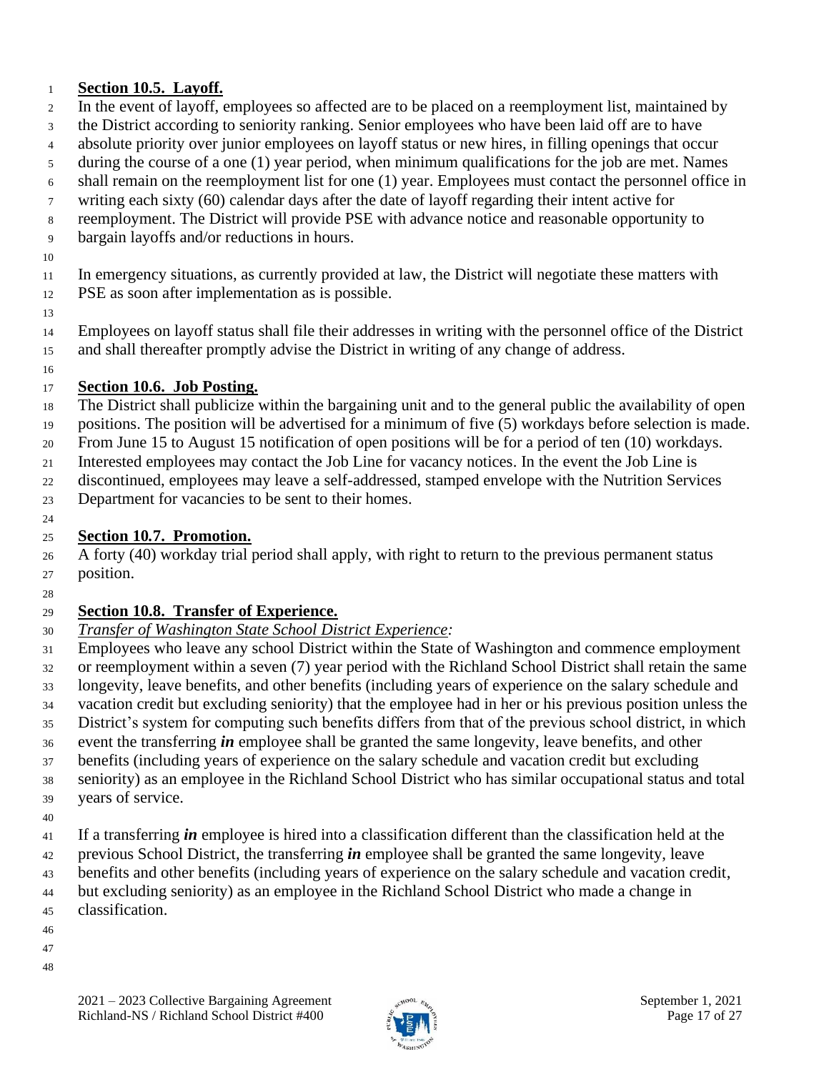**Section 10.5. Layoff.**

In the event of layoff, employees so affected are to be placed on a reemployment list, maintained by the District according to seniority ranking. Senior employees who have been laid off are to have absolute priority over junior employees on layoff status or new hires, in filling openings that occur during the course of a one (1) year period, when minimum qualifications for the job are met. Names shall remain on the reemployment list for one (1) year. Employees must contact the personnel office in writing each sixty (60) calendar days after the date of layoff regarding their intent active for reemployment. The District will provide PSE with advance notice and reasonable opportunity to bargain layoffs and/or reductions in hours.

In emergency situations, as currently provided at law, the District will negotiate these matters with PSE as soon after implementation as is possible.

Employees on layoff status shall file their addresses in writing with the personnel office of the District and shall thereafter promptly advise the District in writing of any change of address.

**Section 10.6. Job Posting.**

The District shall publicize within the bargaining unit and to the general public the availability of open positions. The position will be advertised for a minimum of five (5) workdays before selection is made. From June 15 to August 15 notification of open positions will be for a period of ten (10) workdays. Interested employees may contact the Job Line for vacancy notices. In the event the Job Line is discontinued, employees may leave a self-addressed, stamped envelope with the Nutrition Services Department for vacancies to be sent to their homes.

**Section 10.7. Promotion.**

A forty (40) workday trial period shall apply, with right to return to the previous permanent status position.

**Section 10.8. Transfer of Experience.**

*Transfer of Washington State School District Experience:*

Employees who leave any school District within the State of Washington and commence employment or reemployment within a seven (7) year period with the Richland School District shall retain the same longevity, leave benefits, and other benefits (including years of experience on the salary schedule and vacation credit but excluding seniority) that the employee had in her or his previous position unless the District's system for computing such benefits differs from that of the previous school district, in which event the transferring ***in*** employee shall be granted the same longevity, leave benefits, and other benefits (including years of experience on the salary schedule and vacation credit but excluding seniority) as an employee in the Richland School District who has similar occupational status and total years of service.

If a transferring ***in*** employee is hired into a classification different than the classification held at the previous School District, the transferring ***in*** employee shall be granted the same longevity, leave benefits and other benefits (including years of experience on the salary schedule and vacation credit, but excluding seniority) as an employee in the Richland School District who made a change in classification.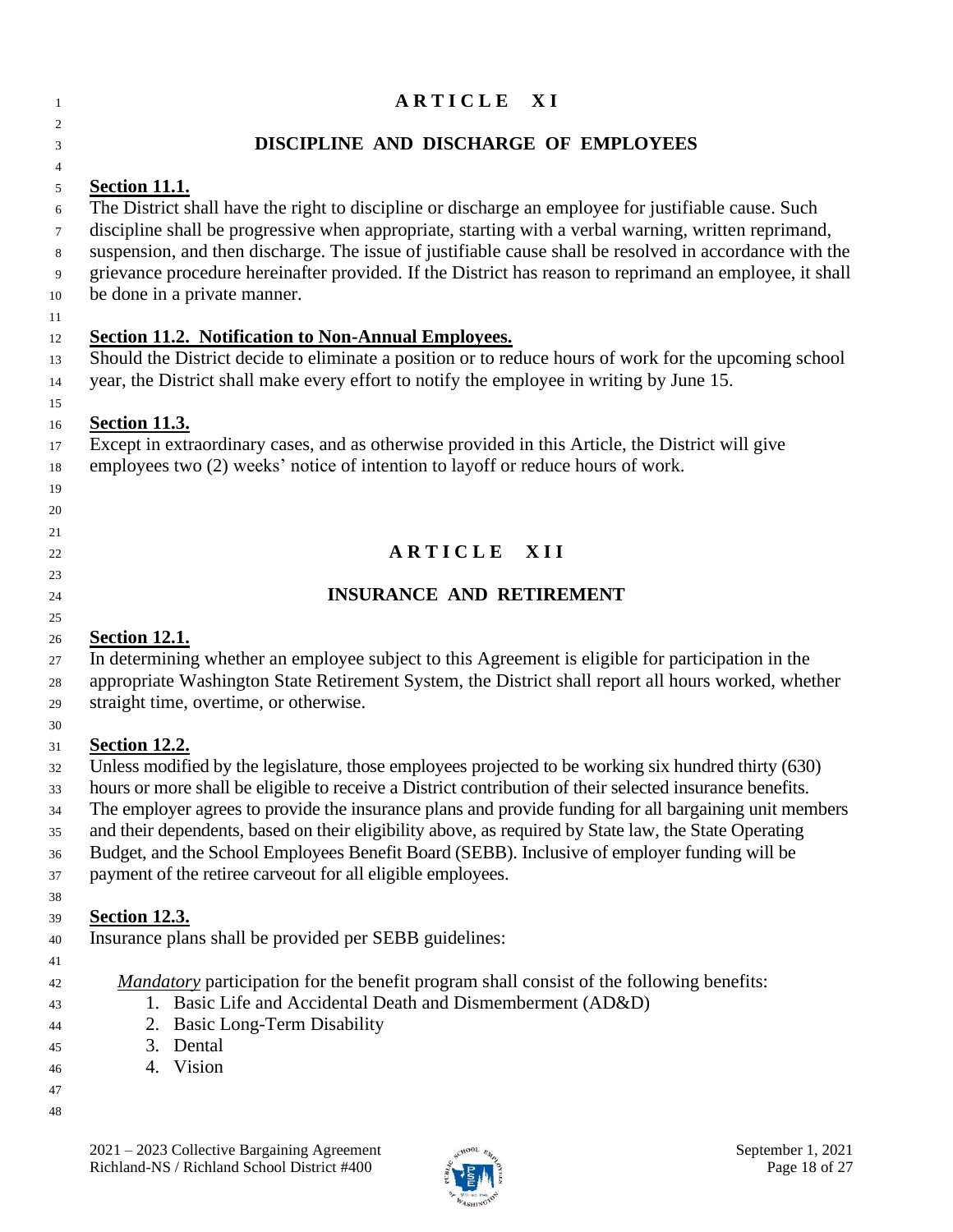# ARTICLE XI

## DISCIPLINE AND DISCHARGE OF EMPLOYEES

**Section 11.1.**

The District shall have the right to discipline or discharge an employee for justifiable cause. Such discipline shall be progressive when appropriate, starting with a verbal warning, written reprimand, suspension, and then discharge. The issue of justifiable cause shall be resolved in accordance with the grievance procedure hereinafter provided. If the District has reason to reprimand an employee, it shall be done in a private manner.

**Section 11.2. Notification to Non-Annual Employees.**

Should the District decide to eliminate a position or to reduce hours of work for the upcoming school year, the District shall make every effort to notify the employee in writing by June 15.

**Section 11.3.**

Except in extraordinary cases, and as otherwise provided in this Article, the District will give employees two (2) weeks' notice of intention to layoff or reduce hours of work.

# ARTICLE XII

## INSURANCE AND RETIREMENT

**Section 12.1.**

In determining whether an employee subject to this Agreement is eligible for participation in the appropriate Washington State Retirement System, the District shall report all hours worked, whether straight time, overtime, or otherwise.

**Section 12.2.**

Unless modified by the legislature, those employees projected to be working six hundred thirty (630) hours or more shall be eligible to receive a District contribution of their selected insurance benefits. The employer agrees to provide the insurance plans and provide funding for all bargaining unit members and their dependents, based on their eligibility above, as required by State law, the State Operating Budget, and the School Employees Benefit Board (SEBB). Inclusive of employer funding will be payment of the retiree carveout for all eligible employees.

**Section 12.3.**

Insurance plans shall be provided per SEBB guidelines:

*Mandatory* participation for the benefit program shall consist of the following benefits:

1. Basic Life and Accidental Death and Dismemberment (AD&D)
2. Basic Long-Term Disability
3. Dental
4. Vision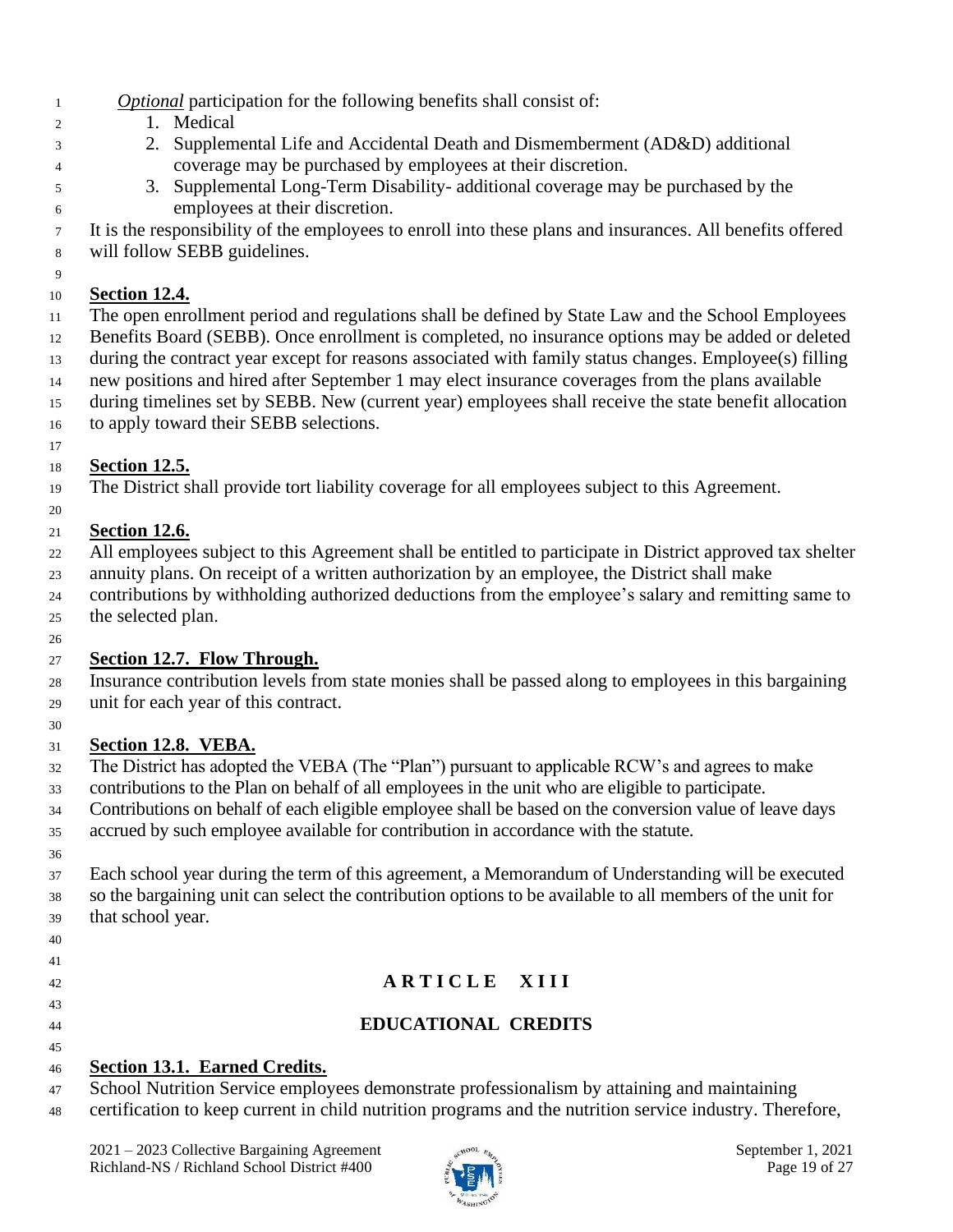*Optional* participation for the following benefits shall consist of:

1. Medical
2. Supplemental Life and Accidental Death and Dismemberment (AD&D) additional coverage may be purchased by employees at their discretion.
3. Supplemental Long-Term Disability- additional coverage may be purchased by the employees at their discretion.

It is the responsibility of the employees to enroll into these plans and insurances. All benefits offered will follow SEBB guidelines.

**Section 12.4.**

The open enrollment period and regulations shall be defined by State Law and the School Employees Benefits Board (SEBB). Once enrollment is completed, no insurance options may be added or deleted during the contract year except for reasons associated with family status changes. Employee(s) filling new positions and hired after September 1 may elect insurance coverages from the plans available during timelines set by SEBB. New (current year) employees shall receive the state benefit allocation to apply toward their SEBB selections.

**Section 12.5.**

The District shall provide tort liability coverage for all employees subject to this Agreement.

**Section 12.6.**

All employees subject to this Agreement shall be entitled to participate in District approved tax shelter annuity plans. On receipt of a written authorization by an employee, the District shall make contributions by withholding authorized deductions from the employee's salary and remitting same to the selected plan.

**Section 12.7. Flow Through.**

Insurance contribution levels from state monies shall be passed along to employees in this bargaining unit for each year of this contract.

**Section 12.8. VEBA.**

The District has adopted the VEBA (The "Plan") pursuant to applicable RCW's and agrees to make contributions to the Plan on behalf of all employees in the unit who are eligible to participate. Contributions on behalf of each eligible employee shall be based on the conversion value of leave days accrued by such employee available for contribution in accordance with the statute.

Each school year during the term of this agreement, a Memorandum of Understanding will be executed so the bargaining unit can select the contribution options to be available to all members of the unit for that school year.

## ARTICLE XIII

## EDUCATIONAL CREDITS

**Section 13.1. Earned Credits.**

School Nutrition Service employees demonstrate professionalism by attaining and maintaining certification to keep current in child nutrition programs and the nutrition service industry. Therefore,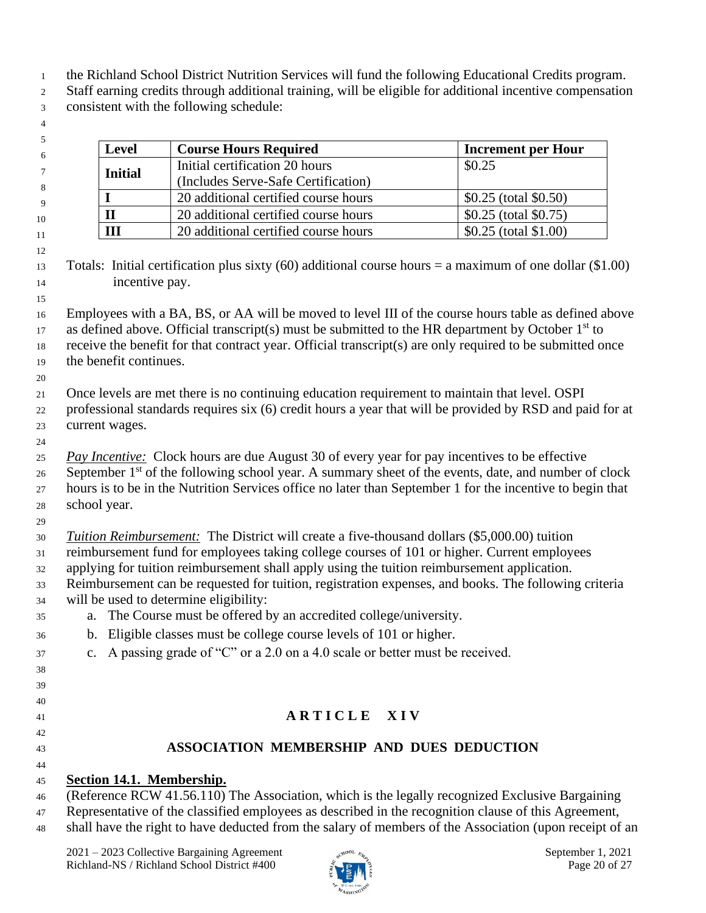the Richland School District Nutrition Services will fund the following Educational Credits program. Staff earning credits through additional training, will be eligible for additional incentive compensation consistent with the following schedule:

| Level | Course Hours Required | Increment per Hour |
|---|---|---|
| **Initial** | Initial certification 20 hours (Includes Serve-Safe Certification) | \$0.25 |
| **I** | 20 additional certified course hours | \$0.25 (total \$0.50) |
| **II** | 20 additional certified course hours | \$0.25 (total \$0.75) |
| **III** | 20 additional certified course hours | \$0.25 (total \$1.00) |

Totals: Initial certification plus sixty (60) additional course hours = a maximum of one dollar (\$1.00) incentive pay.

Employees with a BA, BS, or AA will be moved to level III of the course hours table as defined above as defined above. Official transcript(s) must be submitted to the HR department by October 1st to receive the benefit for that contract year. Official transcript(s) are only required to be submitted once the benefit continues.

Once levels are met there is no continuing education requirement to maintain that level. OSPI professional standards requires six (6) credit hours a year that will be provided by RSD and paid for at current wages.

*Pay Incentive:* Clock hours are due August 30 of every year for pay incentives to be effective September 1st of the following school year. A summary sheet of the events, date, and number of clock hours is to be in the Nutrition Services office no later than September 1 for the incentive to begin that school year.

*Tuition Reimbursement:* The District will create a five-thousand dollars (\$5,000.00) tuition reimbursement fund for employees taking college courses of 101 or higher. Current employees applying for tuition reimbursement shall apply using the tuition reimbursement application. Reimbursement can be requested for tuition, registration expenses, and books. The following criteria will be used to determine eligibility:

a. The Course must be offered by an accredited college/university.
b. Eligible classes must be college course levels of 101 or higher.
c. A passing grade of "C" or a 2.0 on a 4.0 scale or better must be received.

# ARTICLE XIV

## ASSOCIATION MEMBERSHIP AND DUES DEDUCTION

**Section 14.1. Membership.**
(Reference RCW 41.56.110) The Association, which is the legally recognized Exclusive Bargaining Representative of the classified employees as described in the recognition clause of this Agreement, shall have the right to have deducted from the salary of members of the Association (upon receipt of an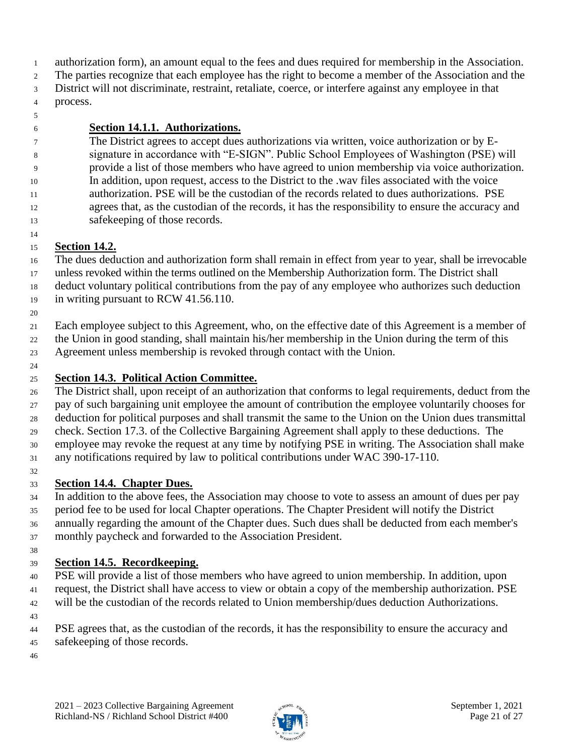authorization form), an amount equal to the fees and dues required for membership in the Association. The parties recognize that each employee has the right to become a member of the Association and the District will not discriminate, restraint, retaliate, coerce, or interfere against any employee in that process.

**Section 14.1.1. Authorizations.**

The District agrees to accept dues authorizations via written, voice authorization or by E-signature in accordance with "E-SIGN". Public School Employees of Washington (PSE) will provide a list of those members who have agreed to union membership via voice authorization. In addition, upon request, access to the District to the .wav files associated with the voice authorization. PSE will be the custodian of the records related to dues authorizations. PSE agrees that, as the custodian of the records, it has the responsibility to ensure the accuracy and safekeeping of those records.

**Section 14.2.**

The dues deduction and authorization form shall remain in effect from year to year, shall be irrevocable unless revoked within the terms outlined on the Membership Authorization form. The District shall deduct voluntary political contributions from the pay of any employee who authorizes such deduction in writing pursuant to RCW 41.56.110.

Each employee subject to this Agreement, who, on the effective date of this Agreement is a member of the Union in good standing, shall maintain his/her membership in the Union during the term of this Agreement unless membership is revoked through contact with the Union.

**Section 14.3. Political Action Committee.**

The District shall, upon receipt of an authorization that conforms to legal requirements, deduct from the pay of such bargaining unit employee the amount of contribution the employee voluntarily chooses for deduction for political purposes and shall transmit the same to the Union on the Union dues transmittal check. Section 17.3. of the Collective Bargaining Agreement shall apply to these deductions. The employee may revoke the request at any time by notifying PSE in writing. The Association shall make any notifications required by law to political contributions under WAC 390-17-110.

**Section 14.4. Chapter Dues.**

In addition to the above fees, the Association may choose to vote to assess an amount of dues per pay period fee to be used for local Chapter operations. The Chapter President will notify the District annually regarding the amount of the Chapter dues. Such dues shall be deducted from each member's monthly paycheck and forwarded to the Association President.

**Section 14.5. Recordkeeping.**

PSE will provide a list of those members who have agreed to union membership. In addition, upon request, the District shall have access to view or obtain a copy of the membership authorization. PSE will be the custodian of the records related to Union membership/dues deduction Authorizations.

PSE agrees that, as the custodian of the records, it has the responsibility to ensure the accuracy and safekeeping of those records.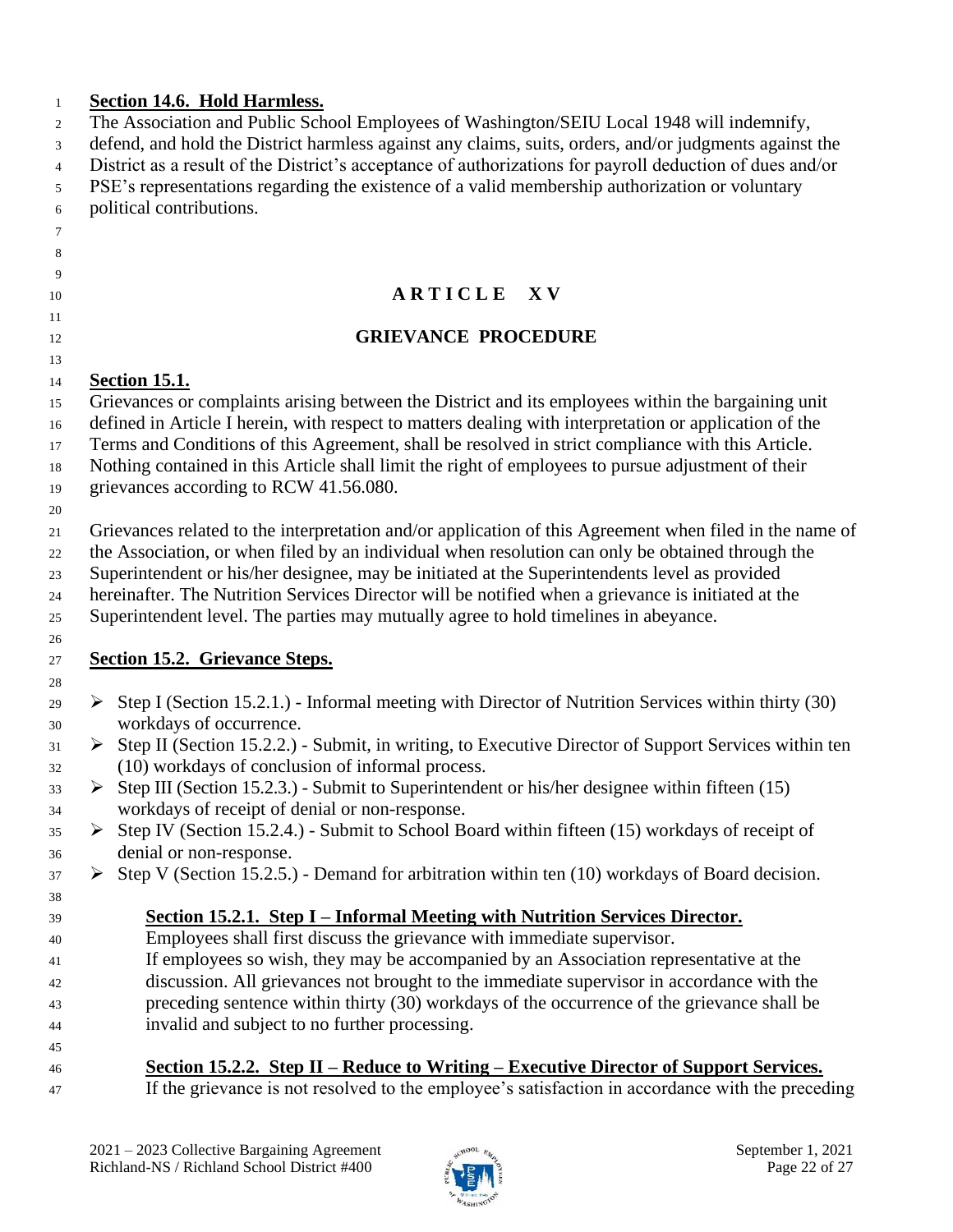**Section 14.6. Hold Harmless.**

The Association and Public School Employees of Washington/SEIU Local 1948 will indemnify, defend, and hold the District harmless against any claims, suits, orders, and/or judgments against the District as a result of the District's acceptance of authorizations for payroll deduction of dues and/or PSE's representations regarding the existence of a valid membership authorization or voluntary political contributions.

# ARTICLE XV

## GRIEVANCE PROCEDURE

**Section 15.1.**

Grievances or complaints arising between the District and its employees within the bargaining unit defined in Article I herein, with respect to matters dealing with interpretation or application of the Terms and Conditions of this Agreement, shall be resolved in strict compliance with this Article. Nothing contained in this Article shall limit the right of employees to pursue adjustment of their grievances according to RCW 41.56.080.

Grievances related to the interpretation and/or application of this Agreement when filed in the name of the Association, or when filed by an individual when resolution can only be obtained through the Superintendent or his/her designee, may be initiated at the Superintendents level as provided hereinafter. The Nutrition Services Director will be notified when a grievance is initiated at the Superintendent level. The parties may mutually agree to hold timelines in abeyance.

**Section 15.2. Grievance Steps.**

- Step I (Section 15.2.1.) - Informal meeting with Director of Nutrition Services within thirty (30) workdays of occurrence.
- Step II (Section 15.2.2.) - Submit, in writing, to Executive Director of Support Services within ten (10) workdays of conclusion of informal process.
- Step III (Section 15.2.3.) - Submit to Superintendent or his/her designee within fifteen (15) workdays of receipt of denial or non-response.
- Step IV (Section 15.2.4.) - Submit to School Board within fifteen (15) workdays of receipt of denial or non-response.
- Step V (Section 15.2.5.) - Demand for arbitration within ten (10) workdays of Board decision.

**Section 15.2.1. Step I – Informal Meeting with Nutrition Services Director.**

Employees shall first discuss the grievance with immediate supervisor. If employees so wish, they may be accompanied by an Association representative at the discussion. All grievances not brought to the immediate supervisor in accordance with the preceding sentence within thirty (30) workdays of the occurrence of the grievance shall be invalid and subject to no further processing.

**Section 15.2.2. Step II – Reduce to Writing – Executive Director of Support Services.**

If the grievance is not resolved to the employee's satisfaction in accordance with the preceding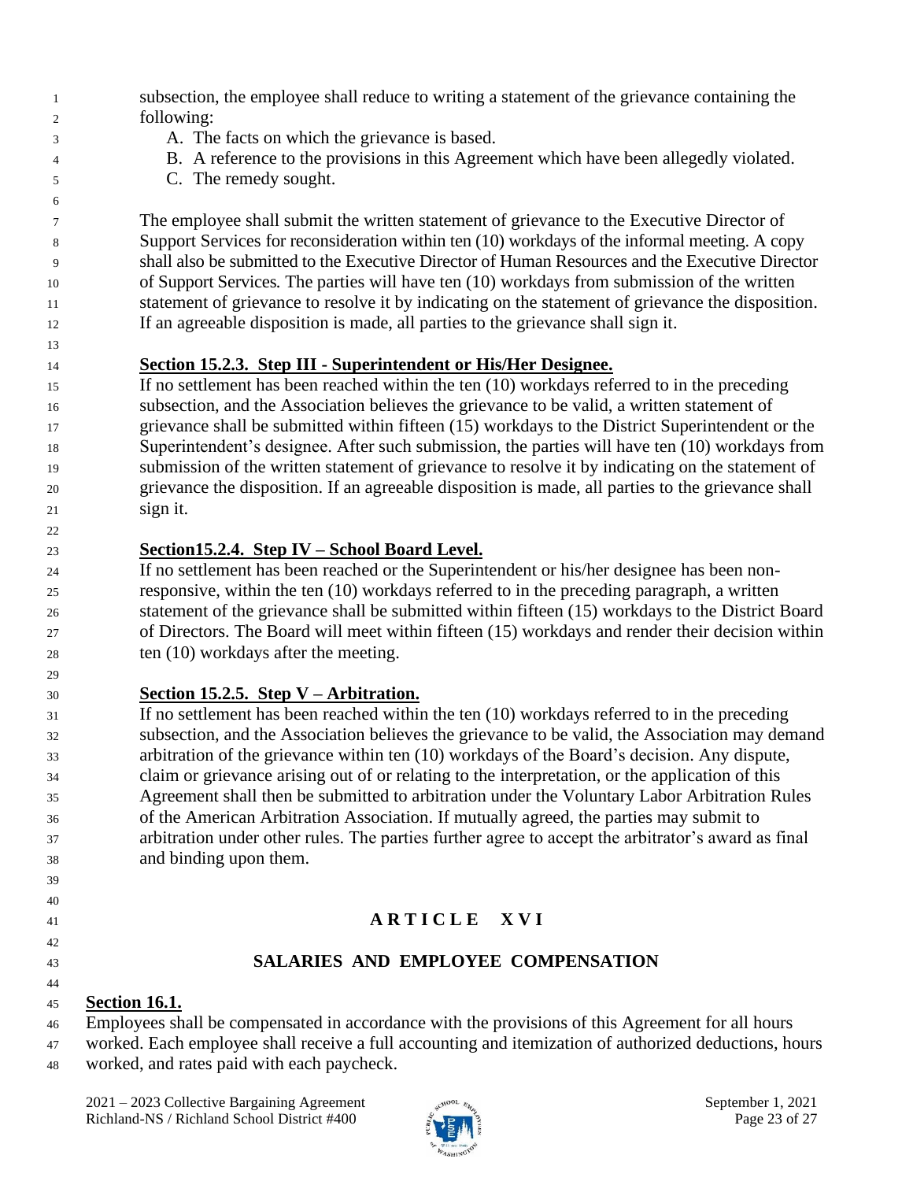subsection, the employee shall reduce to writing a statement of the grievance containing the following:

A. The facts on which the grievance is based.
B. A reference to the provisions in this Agreement which have been allegedly violated.
C. The remedy sought.

The employee shall submit the written statement of grievance to the Executive Director of Support Services for reconsideration within ten (10) workdays of the informal meeting. A copy shall also be submitted to the Executive Director of Human Resources and the Executive Director of Support Services. The parties will have ten (10) workdays from submission of the written statement of grievance to resolve it by indicating on the statement of grievance the disposition. If an agreeable disposition is made, all parties to the grievance shall sign it.

**Section 15.2.3. Step III - Superintendent or His/Her Designee.**

If no settlement has been reached within the ten (10) workdays referred to in the preceding subsection, and the Association believes the grievance to be valid, a written statement of grievance shall be submitted within fifteen (15) workdays to the District Superintendent or the Superintendent's designee. After such submission, the parties will have ten (10) workdays from submission of the written statement of grievance to resolve it by indicating on the statement of grievance the disposition. If an agreeable disposition is made, all parties to the grievance shall sign it.

**Section15.2.4. Step IV – School Board Level.**

If no settlement has been reached or the Superintendent or his/her designee has been non-responsive, within the ten (10) workdays referred to in the preceding paragraph, a written statement of the grievance shall be submitted within fifteen (15) workdays to the District Board of Directors. The Board will meet within fifteen (15) workdays and render their decision within ten (10) workdays after the meeting.

**Section 15.2.5. Step V – Arbitration.**

If no settlement has been reached within the ten (10) workdays referred to in the preceding subsection, and the Association believes the grievance to be valid, the Association may demand arbitration of the grievance within ten (10) workdays of the Board's decision. Any dispute, claim or grievance arising out of or relating to the interpretation, or the application of this Agreement shall then be submitted to arbitration under the Voluntary Labor Arbitration Rules of the American Arbitration Association. If mutually agreed, the parties may submit to arbitration under other rules. The parties further agree to accept the arbitrator's award as final and binding upon them.

## ARTICLE XVI

## SALARIES AND EMPLOYEE COMPENSATION

**Section 16.1.**

Employees shall be compensated in accordance with the provisions of this Agreement for all hours worked. Each employee shall receive a full accounting and itemization of authorized deductions, hours worked, and rates paid with each paycheck.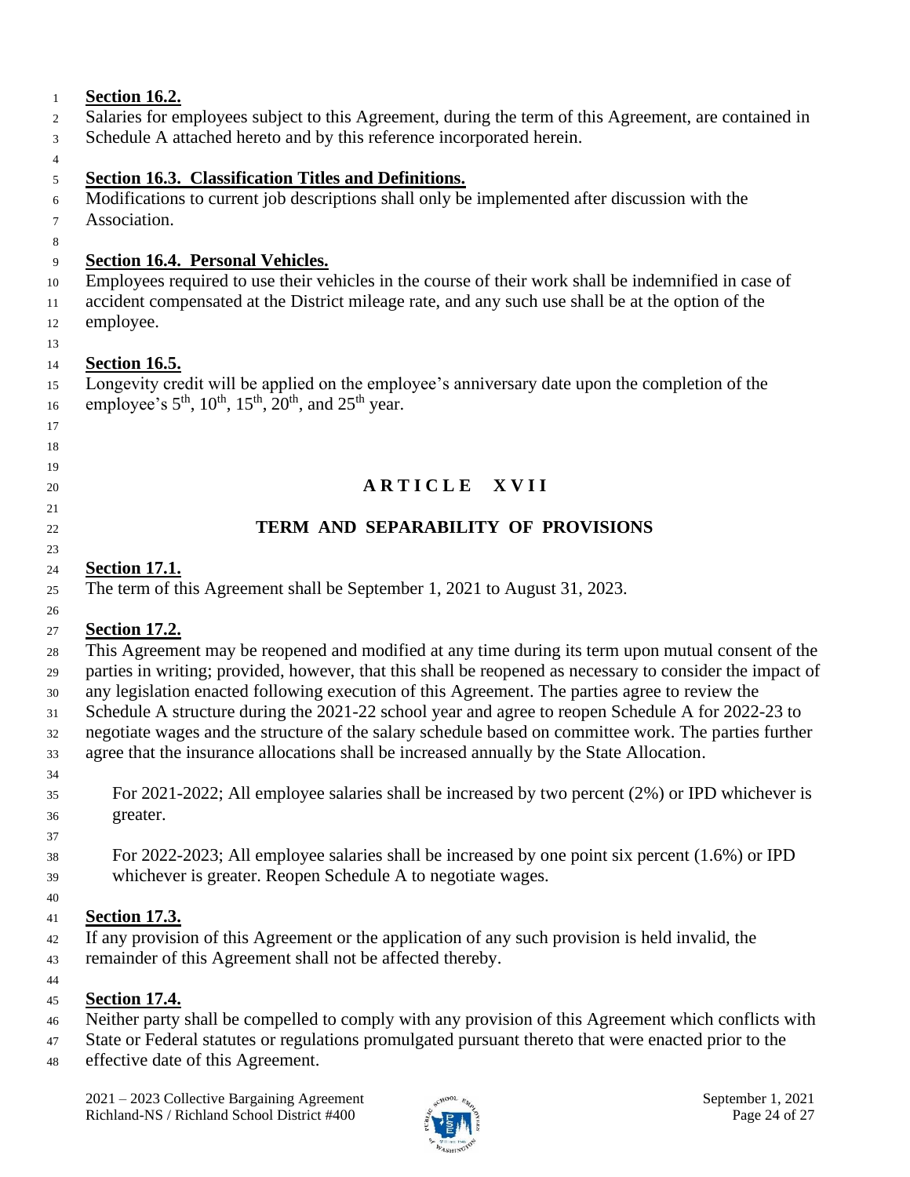**Section 16.2.**

Salaries for employees subject to this Agreement, during the term of this Agreement, are contained in Schedule A attached hereto and by this reference incorporated herein.

**Section 16.3. Classification Titles and Definitions.**

Modifications to current job descriptions shall only be implemented after discussion with the Association.

**Section 16.4. Personal Vehicles.**

Employees required to use their vehicles in the course of their work shall be indemnified in case of accident compensated at the District mileage rate, and any such use shall be at the option of the employee.

**Section 16.5.**

Longevity credit will be applied on the employee's anniversary date upon the completion of the employee's 5th, 10th, 15th, 20th, and 25th year.

## ARTICLE XVII

## TERM AND SEPARABILITY OF PROVISIONS

**Section 17.1.**

The term of this Agreement shall be September 1, 2021 to August 31, 2023.

**Section 17.2.**

This Agreement may be reopened and modified at any time during its term upon mutual consent of the parties in writing; provided, however, that this shall be reopened as necessary to consider the impact of any legislation enacted following execution of this Agreement. The parties agree to review the Schedule A structure during the 2021-22 school year and agree to reopen Schedule A for 2022-23 to negotiate wages and the structure of the salary schedule based on committee work. The parties further agree that the insurance allocations shall be increased annually by the State Allocation.

For 2021-2022; All employee salaries shall be increased by two percent (2%) or IPD whichever is greater.

For 2022-2023; All employee salaries shall be increased by one point six percent (1.6%) or IPD whichever is greater. Reopen Schedule A to negotiate wages.

**Section 17.3.**

If any provision of this Agreement or the application of any such provision is held invalid, the remainder of this Agreement shall not be affected thereby.

**Section 17.4.**

Neither party shall be compelled to comply with any provision of this Agreement which conflicts with State or Federal statutes or regulations promulgated pursuant thereto that were enacted prior to the effective date of this Agreement.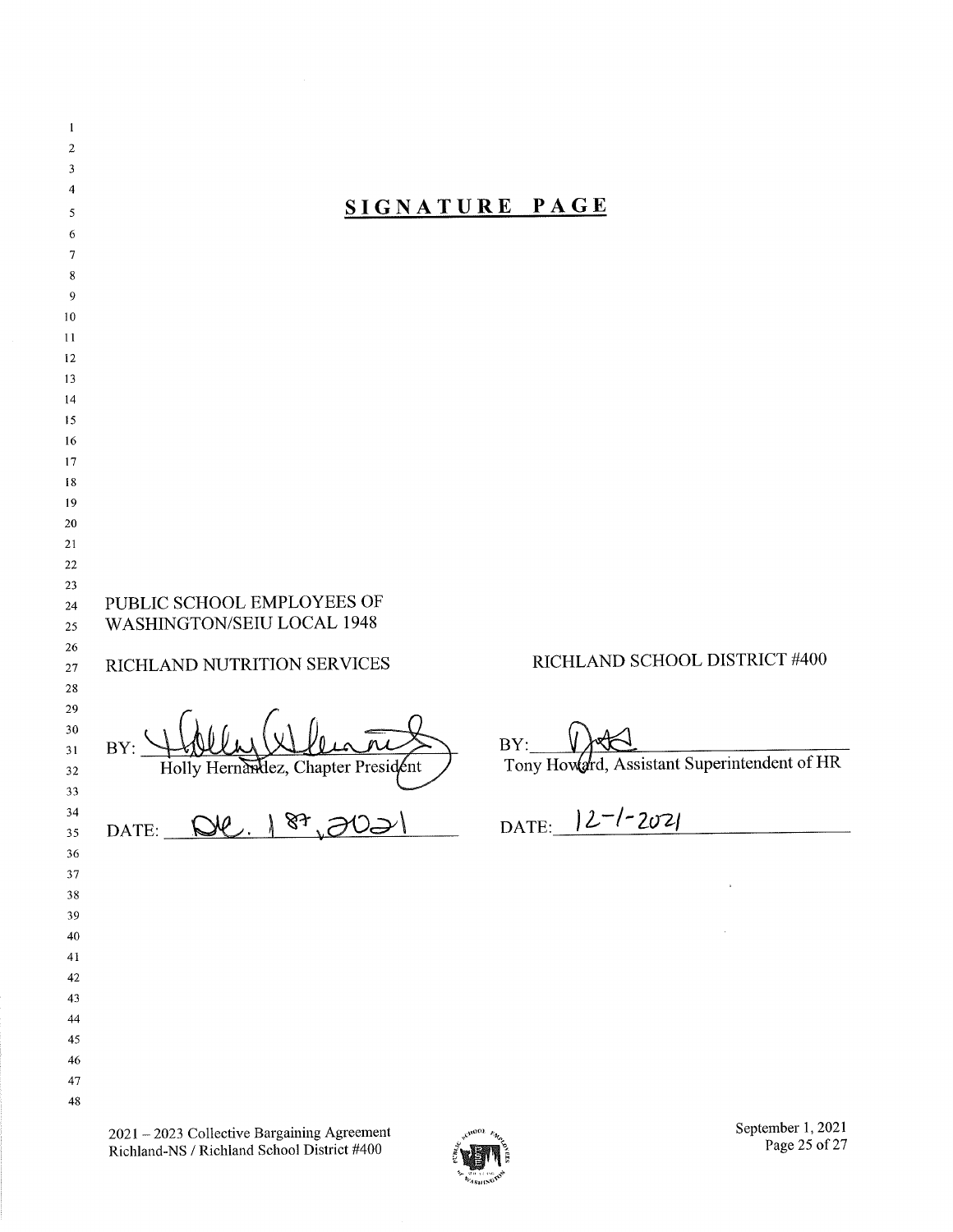# SIGNATURE PAGE

PUBLIC SCHOOL EMPLOYEES OF
WASHINGTON/SEIU LOCAL 1948

RICHLAND NUTRITION SERVICES

BY: ______________________
Holly Hernandez, Chapter President

DATE: Dec. 1st, 2021

RICHLAND SCHOOL DISTRICT #400

BY: ______________________
Tony Howard, Assistant Superintendent of HR

DATE: 12-1-2021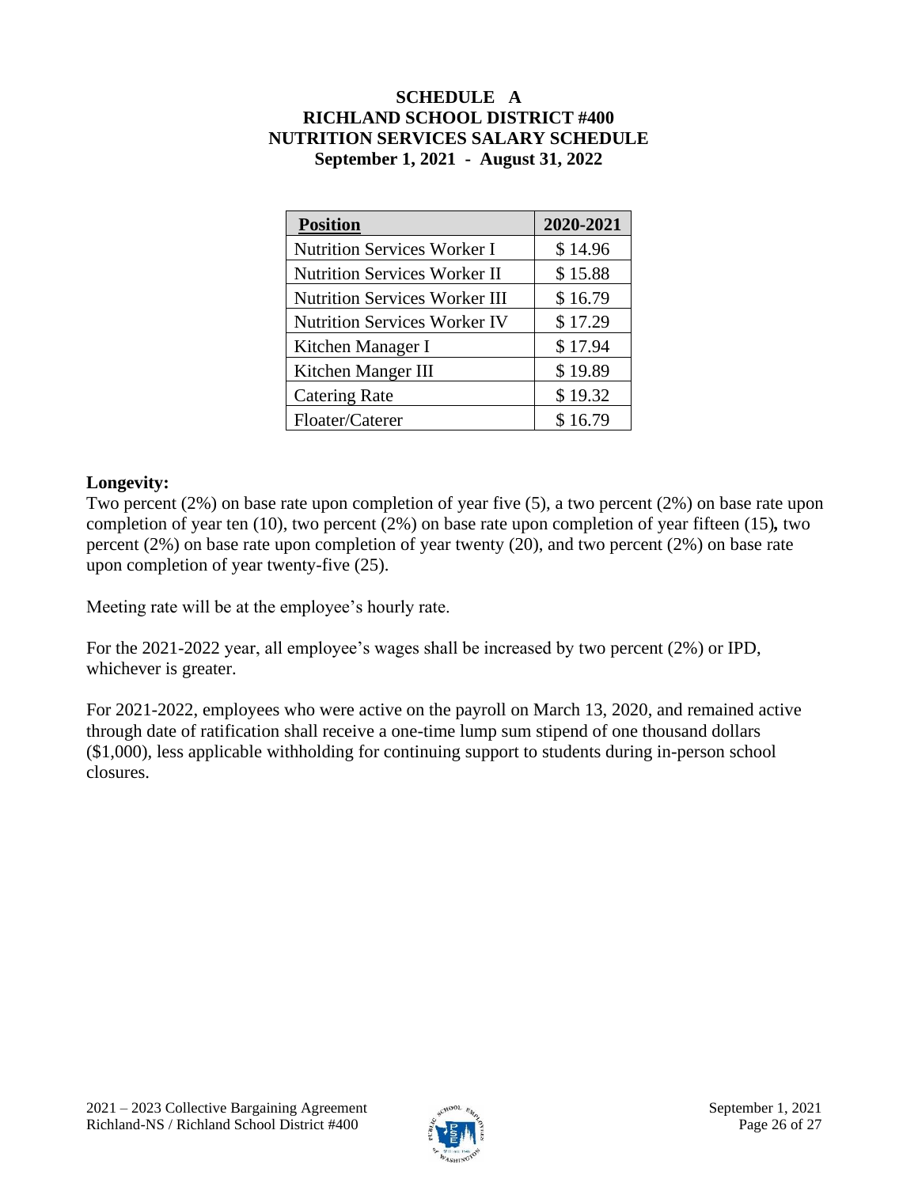**SCHEDULE A**
**RICHLAND SCHOOL DISTRICT #400**
**NUTRITION SERVICES SALARY SCHEDULE**
**September 1, 2021 - August 31, 2022**

| **Position** | **2020-2021** |
|---|---|
| Nutrition Services Worker I | $ 14.96 |
| Nutrition Services Worker II | $ 15.88 |
| Nutrition Services Worker III | $ 16.79 |
| Nutrition Services Worker IV | $ 17.29 |
| Kitchen Manager I | $ 17.94 |
| Kitchen Manger III | $ 19.89 |
| Catering Rate | $ 19.32 |
| Floater/Caterer | $ 16.79 |

**Longevity:**
Two percent (2%) on base rate upon completion of year five (5), a two percent (2%) on base rate upon completion of year ten (10), two percent (2%) on base rate upon completion of year fifteen (15)**,** two percent (2%) on base rate upon completion of year twenty (20), and two percent (2%) on base rate upon completion of year twenty-five (25).

Meeting rate will be at the employee's hourly rate.

For the 2021-2022 year, all employee's wages shall be increased by two percent (2%) or IPD, whichever is greater.

For 2021-2022, employees who were active on the payroll on March 13, 2020, and remained active through date of ratification shall receive a one-time lump sum stipend of one thousand dollars ($1,000), less applicable withholding for continuing support to students during in-person school closures.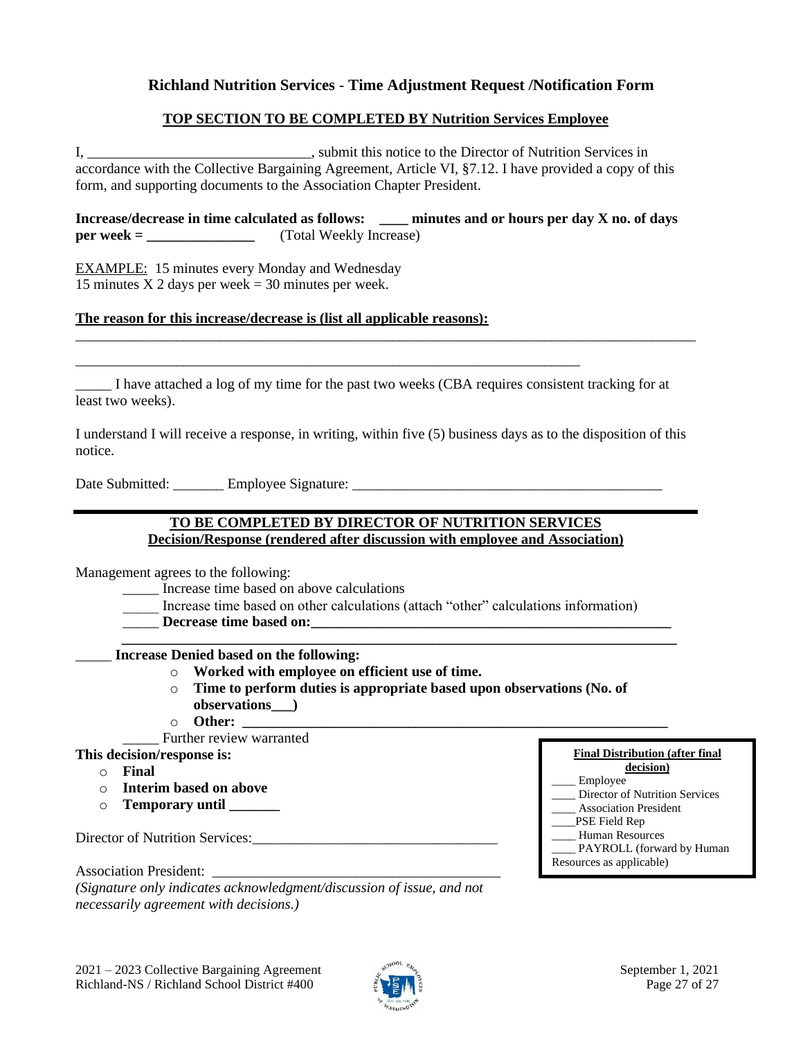## Richland Nutrition Services - Time Adjustment Request /Notification Form

**TOP SECTION TO BE COMPLETED BY Nutrition Services Employee**

I, ______________________________, submit this notice to the Director of Nutrition Services in accordance with the Collective Bargaining Agreement, Article VI, §7.12. I have provided a copy of this form, and supporting documents to the Association Chapter President.

**Increase/decrease in time calculated as follows: ____ minutes and or hours per day X no. of days per week = _______________** (Total Weekly Increase)

EXAMPLE: 15 minutes every Monday and Wednesday
15 minutes X 2 days per week = 30 minutes per week.

**The reason for this increase/decrease is (list all applicable reasons):**

___________________________________________________________________________________________

_________________________________________________________________________

_____ I have attached a log of my time for the past two weeks (CBA requires consistent tracking for at least two weeks).

I understand I will receive a response, in writing, within five (5) business days as to the disposition of this notice.

Date Submitted: _______ Employee Signature: ____________________________________________

---

**TO BE COMPLETED BY DIRECTOR OF NUTRITION SERVICES**
**Decision/Response (rendered after discussion with employee and Association)**

Management agrees to the following:

- _____ Increase time based on above calculations
- _____ Increase time based on other calculations (attach "other" calculations information)
- _____ **Decrease time based on:_____________________________________________________**

**_______________________________________________________________________________**

_____ **Increase Denied based on the following:**

- **Worked with employee on efficient use of time.**
- **Time to perform duties is appropriate based upon observations (No. of observations___)**
- **Other: ___________________________________________________________**

_____ Further review warranted

**This decision/response is:**

- **Final**
- **Interim based on above**
- **Temporary until _______**

Director of Nutrition Services:__________________________________

Association President: ________________________________________

*(Signature only indicates acknowledgment/discussion of issue, and not necessarily agreement with decisions.)*

**Final Distribution (after final decision)**

- ____ Employee
- ____ Director of Nutrition Services
- ____ Association President
- ____PSE Field Rep
- ____ Human Resources
- ____ PAYROLL (forward by Human Resources as applicable)